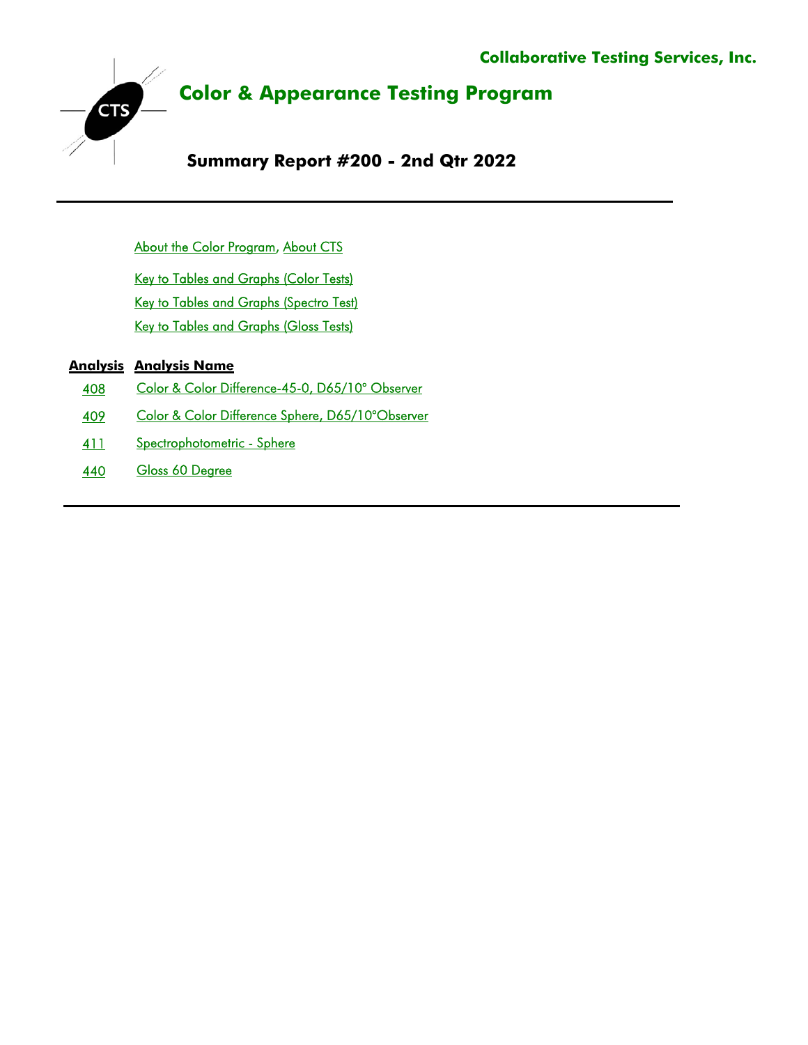**Collaborative Testing Services, Inc.**

CTS

# Color & Appearance Testing Program

## Summary Report #200 - 2nd Qtr 2022

---

About the Color Program, About CTS

Key to Tables and Graphs (Color Tests)

Key to Tables and Graphs (Spectro Test)

Key to Tables and Graphs (Gloss Tests)

| Analysis | Analysis Name |
|---|---|
| 408 | Color & Color Difference-45-0, D65/10° Observer |
| 409 | Color & Color Difference Sphere, D65/10°Observer |
| 411 | Spectrophotometric - Sphere |
| 440 | Gloss 60 Degree |

---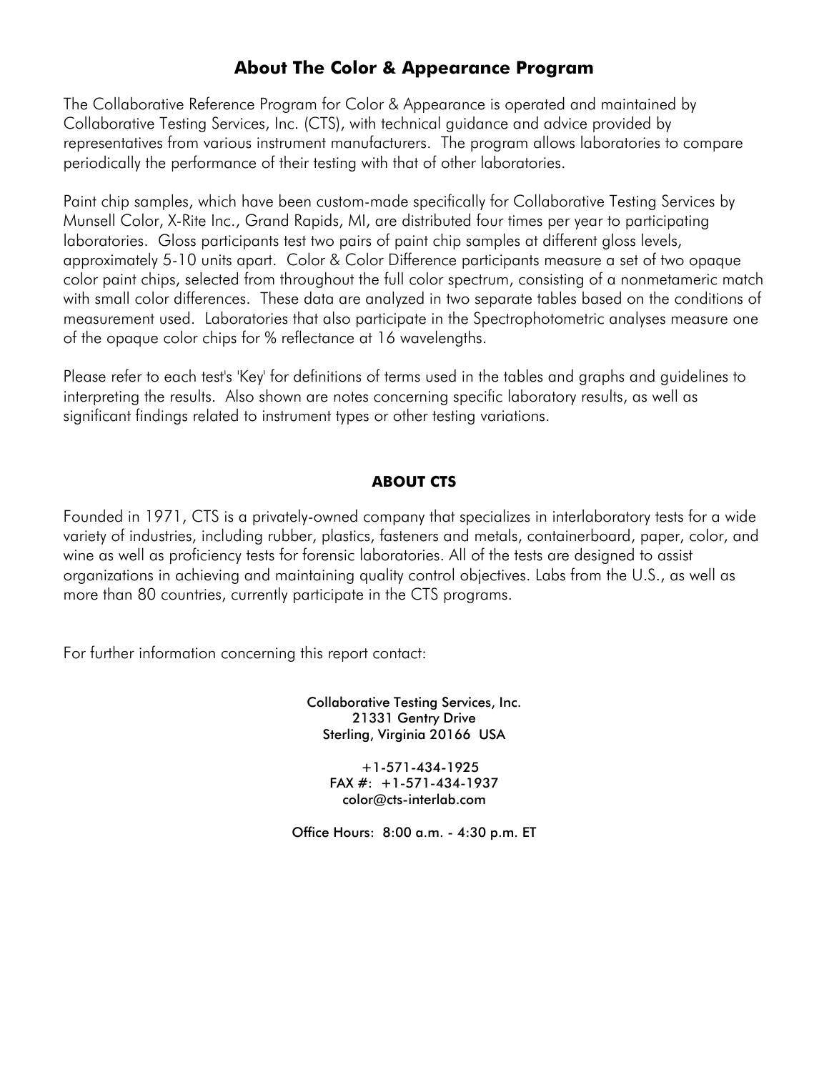## About The Color & Appearance Program

The Collaborative Reference Program for Color & Appearance is operated and maintained by Collaborative Testing Services, Inc. (CTS), with technical guidance and advice provided by representatives from various instrument manufacturers. The program allows laboratories to compare periodically the performance of their testing with that of other laboratories.

Paint chip samples, which have been custom-made specifically for Collaborative Testing Services by Munsell Color, X-Rite Inc., Grand Rapids, MI, are distributed four times per year to participating laboratories. Gloss participants test two pairs of paint chip samples at different gloss levels, approximately 5-10 units apart. Color & Color Difference participants measure a set of two opaque color paint chips, selected from throughout the full color spectrum, consisting of a nonmetameric match with small color differences. These data are analyzed in two separate tables based on the conditions of measurement used. Laboratories that also participate in the Spectrophotometric analyses measure one of the opaque color chips for % reflectance at 16 wavelengths.

Please refer to each test's 'Key' for definitions of terms used in the tables and graphs and guidelines to interpreting the results. Also shown are notes concerning specific laboratory results, as well as significant findings related to instrument types or other testing variations.

### ABOUT CTS

Founded in 1971, CTS is a privately-owned company that specializes in interlaboratory tests for a wide variety of industries, including rubber, plastics, fasteners and metals, containerboard, paper, color, and wine as well as proficiency tests for forensic laboratories. All of the tests are designed to assist organizations in achieving and maintaining quality control objectives. Labs from the U.S., as well as more than 80 countries, currently participate in the CTS programs.

For further information concerning this report contact:

Collaborative Testing Services, Inc.
21331 Gentry Drive
Sterling, Virginia 20166 USA

+1-571-434-1925
FAX #: +1-571-434-1937
color@cts-interlab.com

Office Hours: 8:00 a.m. - 4:30 p.m. ET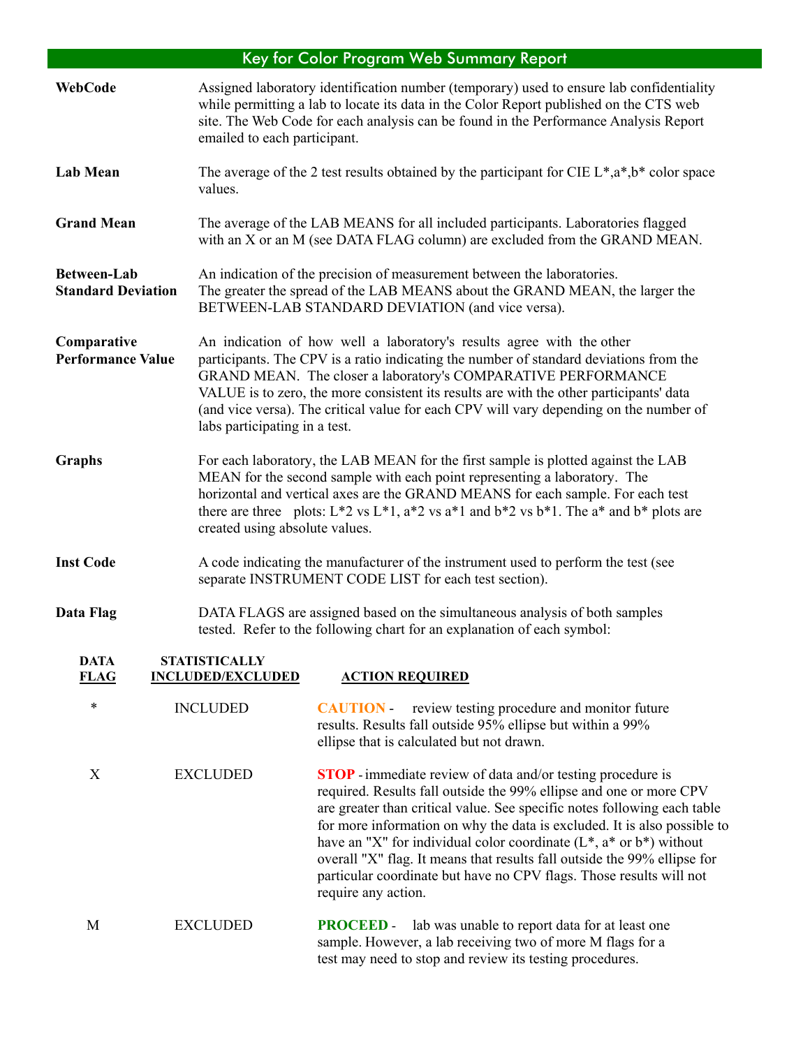# Key for Color Program Web Summary Report

**WebCode**
Assigned laboratory identification number (temporary) used to ensure lab confidentiality while permitting a lab to locate its data in the Color Report published on the CTS web site. The Web Code for each analysis can be found in the Performance Analysis Report emailed to each participant.

**Lab Mean**
The average of the 2 test results obtained by the participant for CIE L*,a*,b* color space values.

**Grand Mean**
The average of the LAB MEANS for all included participants. Laboratories flagged with an X or an M (see DATA FLAG column) are excluded from the GRAND MEAN.

**Between-Lab Standard Deviation**
An indication of the precision of measurement between the laboratories. The greater the spread of the LAB MEANS about the GRAND MEAN, the larger the BETWEEN-LAB STANDARD DEVIATION (and vice versa).

**Comparative Performance Value**
An indication of how well a laboratory's results agree with the other participants. The CPV is a ratio indicating the number of standard deviations from the GRAND MEAN. The closer a laboratory's COMPARATIVE PERFORMANCE VALUE is to zero, the more consistent its results are with the other participants' data (and vice versa). The critical value for each CPV will vary depending on the number of labs participating in a test.

**Graphs**
For each laboratory, the LAB MEAN for the first sample is plotted against the LAB MEAN for the second sample with each point representing a laboratory. The horizontal and vertical axes are the GRAND MEANS for each sample. For each test there are three plots: L*2 vs L*1, a*2 vs a*1 and b*2 vs b*1. The a* and b* plots are created using absolute values.

**Inst Code**
A code indicating the manufacturer of the instrument used to perform the test (see separate INSTRUMENT CODE LIST for each test section).

**Data Flag**
DATA FLAGS are assigned based on the simultaneous analysis of both samples tested. Refer to the following chart for an explanation of each symbol:

| DATA FLAG | STATISTICALLY INCLUDED/EXCLUDED | ACTION REQUIRED |
|---|---|---|
| * | INCLUDED | **CAUTION** - review testing procedure and monitor future results. Results fall outside 95% ellipse but within a 99% ellipse that is calculated but not drawn. |
| X | EXCLUDED | **STOP** - immediate review of data and/or testing procedure is required. Results fall outside the 99% ellipse and one or more CPV are greater than critical value. See specific notes following each table for more information on why the data is excluded. It is also possible to have an "X" for individual color coordinate (L*, a* or b*) without overall "X" flag. It means that results fall outside the 99% ellipse for particular coordinate but have no CPV flags. Those results will not require any action. |
| M | EXCLUDED | **PROCEED** - lab was unable to report data for at least one sample. However, a lab receiving two of more M flags for a test may need to stop and review its testing procedures. |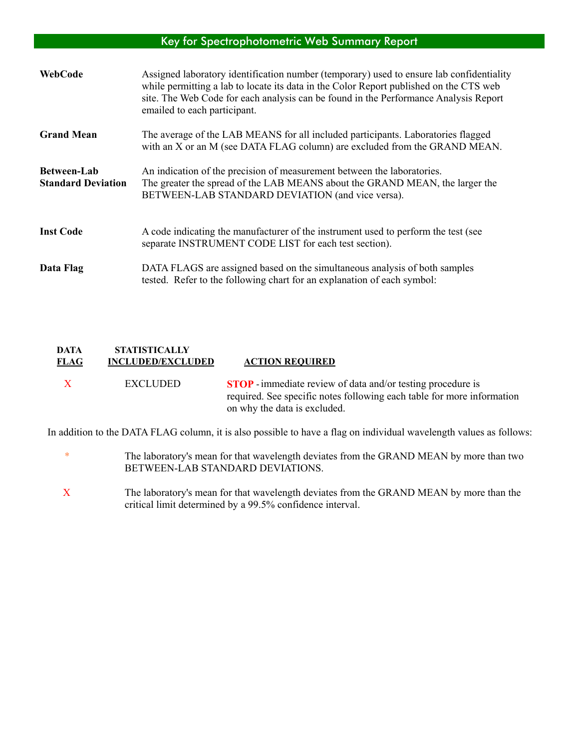# Key for Spectrophotometric Web Summary Report

**WebCode** Assigned laboratory identification number (temporary) used to ensure lab confidentiality while permitting a lab to locate its data in the Color Report published on the CTS web site. The Web Code for each analysis can be found in the Performance Analysis Report emailed to each participant.

**Grand Mean** The average of the LAB MEANS for all included participants. Laboratories flagged with an X or an M (see DATA FLAG column) are excluded from the GRAND MEAN.

**Between-Lab Standard Deviation** An indication of the precision of measurement between the laboratories. The greater the spread of the LAB MEANS about the GRAND MEAN, the larger the BETWEEN-LAB STANDARD DEVIATION (and vice versa).

**Inst Code** A code indicating the manufacturer of the instrument used to perform the test (see separate INSTRUMENT CODE LIST for each test section).

**Data Flag** DATA FLAGS are assigned based on the simultaneous analysis of both samples tested. Refer to the following chart for an explanation of each symbol:

| DATA FLAG | STATISTICALLY INCLUDED/EXCLUDED | ACTION REQUIRED |
|---|---|---|
| X | EXCLUDED | **STOP** - immediate review of data and/or testing procedure is required. See specific notes following each table for more information on why the data is excluded. |

In addition to the DATA FLAG column, it is also possible to have a flag on individual wavelength values as follows:

| Flag | Description |
|---|---|
| * | The laboratory's mean for that wavelength deviates from the GRAND MEAN by more than two BETWEEN-LAB STANDARD DEVIATIONS. |
| X | The laboratory's mean for that wavelength deviates from the GRAND MEAN by more than the critical limit determined by a 99.5% confidence interval. |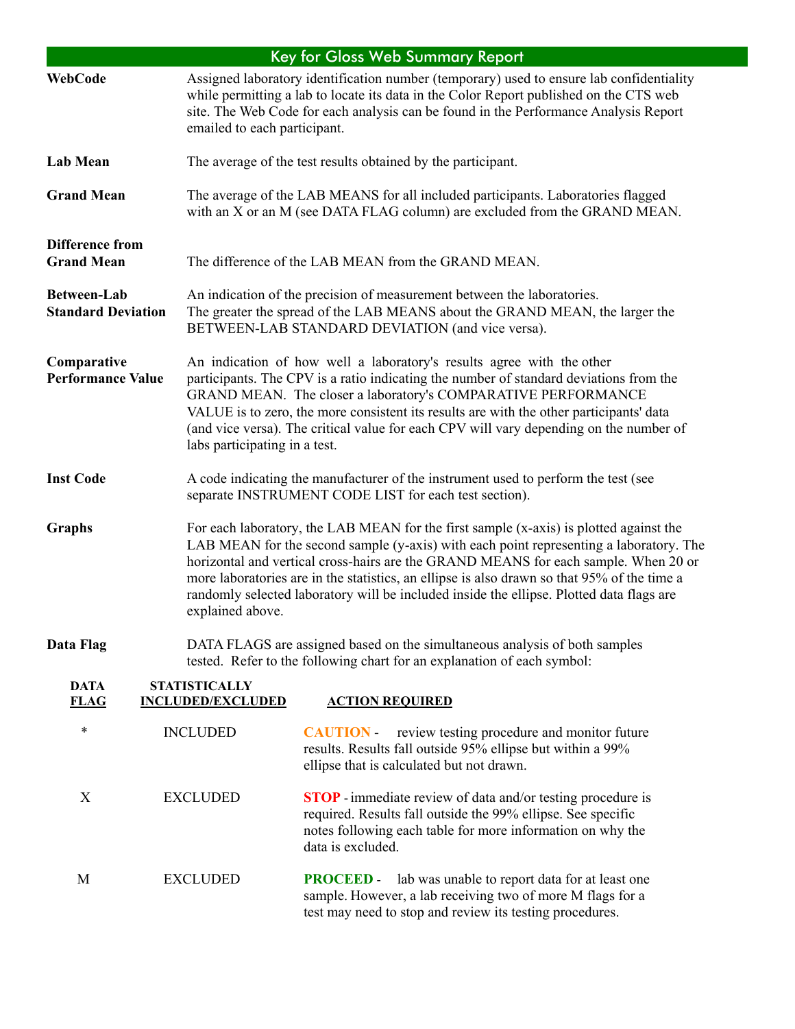# Key for Gloss Web Summary Report

**WebCode** — Assigned laboratory identification number (temporary) used to ensure lab confidentiality while permitting a lab to locate its data in the Color Report published on the CTS web site. The Web Code for each analysis can be found in the Performance Analysis Report emailed to each participant.

**Lab Mean** — The average of the test results obtained by the participant.

**Grand Mean** — The average of the LAB MEANS for all included participants. Laboratories flagged with an X or an M (see DATA FLAG column) are excluded from the GRAND MEAN.

**Difference from Grand Mean** — The difference of the LAB MEAN from the GRAND MEAN.

**Between-Lab Standard Deviation** — An indication of the precision of measurement between the laboratories. The greater the spread of the LAB MEANS about the GRAND MEAN, the larger the BETWEEN-LAB STANDARD DEVIATION (and vice versa).

**Comparative Performance Value** — An indication of how well a laboratory's results agree with the other participants. The CPV is a ratio indicating the number of standard deviations from the GRAND MEAN. The closer a laboratory's COMPARATIVE PERFORMANCE VALUE is to zero, the more consistent its results are with the other participants' data (and vice versa). The critical value for each CPV will vary depending on the number of labs participating in a test.

**Inst Code** — A code indicating the manufacturer of the instrument used to perform the test (see separate INSTRUMENT CODE LIST for each test section).

**Graphs** — For each laboratory, the LAB MEAN for the first sample (x-axis) is plotted against the LAB MEAN for the second sample (y-axis) with each point representing a laboratory. The horizontal and vertical cross-hairs are the GRAND MEANS for each sample. When 20 or more laboratories are in the statistics, an ellipse is also drawn so that 95% of the time a randomly selected laboratory will be included inside the ellipse. Plotted data flags are explained above.

**Data Flag** — DATA FLAGS are assigned based on the simultaneous analysis of both samples tested. Refer to the following chart for an explanation of each symbol:

| DATA FLAG | STATISTICALLY INCLUDED/EXCLUDED | ACTION REQUIRED |
|---|---|---|
| * | INCLUDED | **CAUTION** - review testing procedure and monitor future results. Results fall outside 95% ellipse but within a 99% ellipse that is calculated but not drawn. |
| X | EXCLUDED | **STOP** - immediate review of data and/or testing procedure is required. Results fall outside the 99% ellipse. See specific notes following each table for more information on why the data is excluded. |
| M | EXCLUDED | **PROCEED** - lab was unable to report data for at least one sample. However, a lab receiving two of more M flags for a test may need to stop and review its testing procedures. |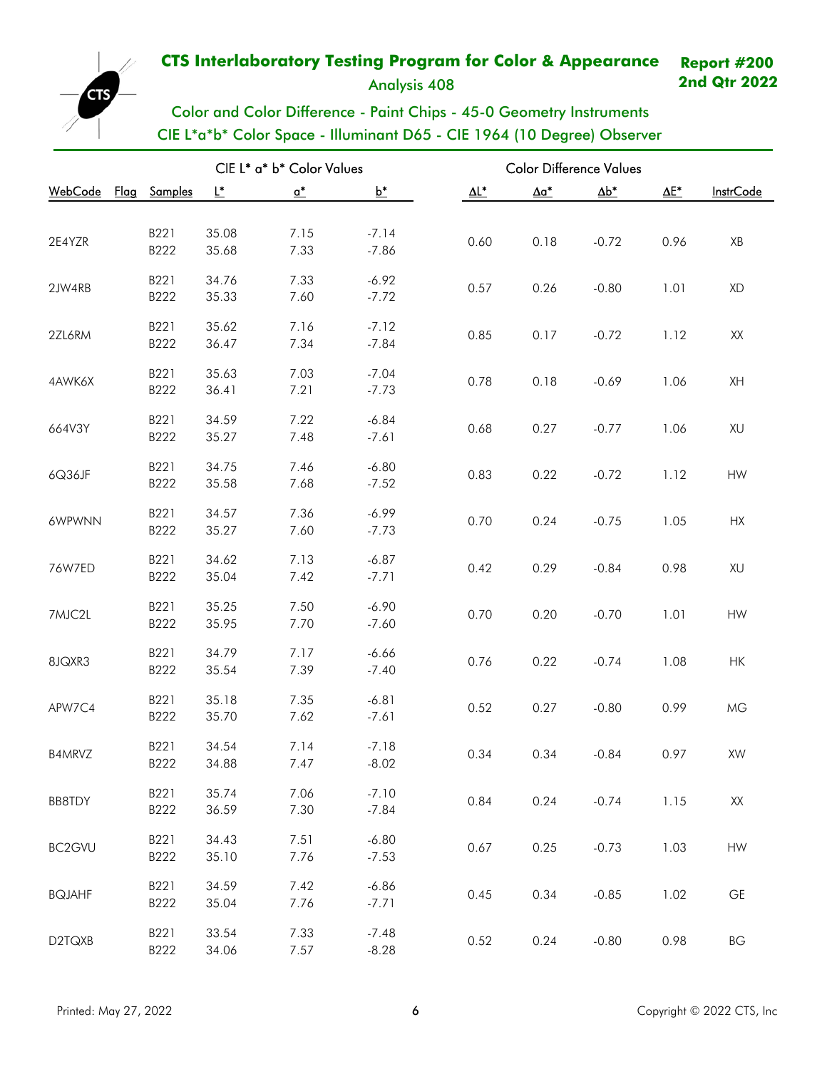# CTS Interlaboratory Testing Program for Color & Appearance

**Report #200**
**2nd Qtr 2022**

Analysis 408

Color and Color Difference - Paint Chips - 45-0 Geometry Instruments
CIE L*a*b* Color Space - Illuminant D65 - CIE 1964 (10 Degree) Observer

| | | | CIE L* a* b* Color Values | | | Color Difference Values | | | | |
|---|---|---|---|---|---|---|---|---|---|---|
| WebCode | Flag | Samples | L* | a* | b* | ΔL* | Δa* | Δb* | ΔE* | InstrCode |
| 2E4YZR | | B221<br>B222 | 35.08<br>35.68 | 7.15<br>7.33 | -7.14<br>-7.86 | 0.60 | 0.18 | -0.72 | 0.96 | XB |
| 2JW4RB | | B221<br>B222 | 34.76<br>35.33 | 7.33<br>7.60 | -6.92<br>-7.72 | 0.57 | 0.26 | -0.80 | 1.01 | XD |
| 2ZL6RM | | B221<br>B222 | 35.62<br>36.47 | 7.16<br>7.34 | -7.12<br>-7.84 | 0.85 | 0.17 | -0.72 | 1.12 | XX |
| 4AWK6X | | B221<br>B222 | 35.63<br>36.41 | 7.03<br>7.21 | -7.04<br>-7.73 | 0.78 | 0.18 | -0.69 | 1.06 | XH |
| 664V3Y | | B221<br>B222 | 34.59<br>35.27 | 7.22<br>7.48 | -6.84<br>-7.61 | 0.68 | 0.27 | -0.77 | 1.06 | XU |
| 6Q36JF | | B221<br>B222 | 34.75<br>35.58 | 7.46<br>7.68 | -6.80<br>-7.52 | 0.83 | 0.22 | -0.72 | 1.12 | HW |
| 6WPWNN | | B221<br>B222 | 34.57<br>35.27 | 7.36<br>7.60 | -6.99<br>-7.73 | 0.70 | 0.24 | -0.75 | 1.05 | HX |
| 76W7ED | | B221<br>B222 | 34.62<br>35.04 | 7.13<br>7.42 | -6.87<br>-7.71 | 0.42 | 0.29 | -0.84 | 0.98 | XU |
| 7MJC2L | | B221<br>B222 | 35.25<br>35.95 | 7.50<br>7.70 | -6.90<br>-7.60 | 0.70 | 0.20 | -0.70 | 1.01 | HW |
| 8JQXR3 | | B221<br>B222 | 34.79<br>35.54 | 7.17<br>7.39 | -6.66<br>-7.40 | 0.76 | 0.22 | -0.74 | 1.08 | HK |
| APW7C4 | | B221<br>B222 | 35.18<br>35.70 | 7.35<br>7.62 | -6.81<br>-7.61 | 0.52 | 0.27 | -0.80 | 0.99 | MG |
| B4MRVZ | | B221<br>B222 | 34.54<br>34.88 | 7.14<br>7.47 | -7.18<br>-8.02 | 0.34 | 0.34 | -0.84 | 0.97 | XW |
| BB8TDY | | B221<br>B222 | 35.74<br>36.59 | 7.06<br>7.30 | -7.10<br>-7.84 | 0.84 | 0.24 | -0.74 | 1.15 | XX |
| BC2GVU | | B221<br>B222 | 34.43<br>35.10 | 7.51<br>7.76 | -6.80<br>-7.53 | 0.67 | 0.25 | -0.73 | 1.03 | HW |
| BQJAHF | | B221<br>B222 | 34.59<br>35.04 | 7.42<br>7.76 | -6.86<br>-7.71 | 0.45 | 0.34 | -0.85 | 1.02 | GE |
| D2TQXB | | B221<br>B222 | 33.54<br>34.06 | 7.33<br>7.57 | -7.48<br>-8.28 | 0.52 | 0.24 | -0.80 | 0.98 | BG |

Printed: May 27, 2022 — Copyright © 2022 CTS, Inc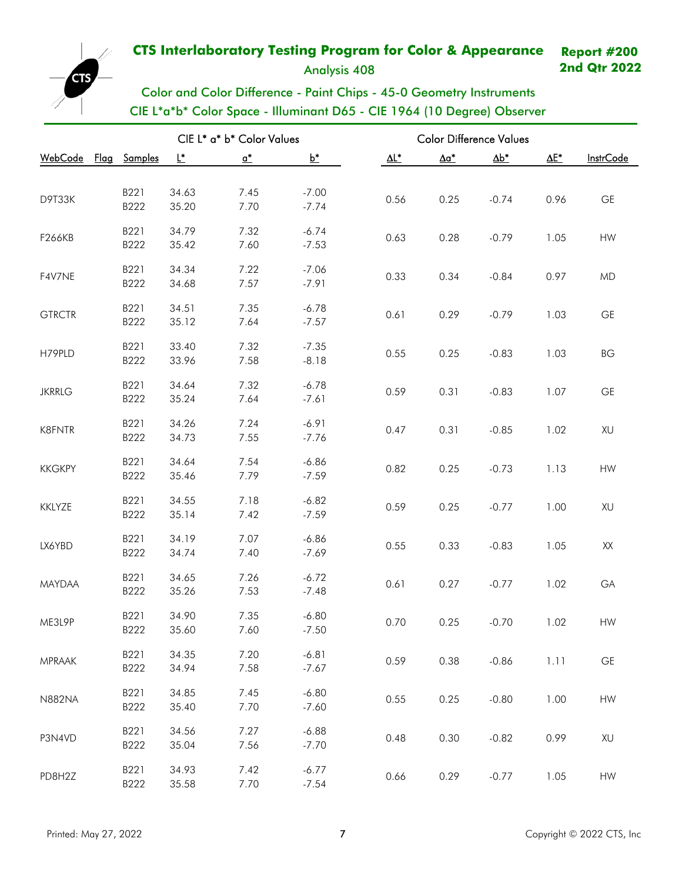# CTS Interlaboratory Testing Program for Color & Appearance

**Report #200**
**2nd Qtr 2022**

Analysis 408

## Color and Color Difference - Paint Chips - 45-0 Geometry Instruments
## CIE L*a*b* Color Space - Illuminant D65 - CIE 1964 (10 Degree) Observer

| | | CIE L* a* b* Color Values | | | | Color Difference Values | | | | |
|---|---|---|---|---|---|---|---|---|---|---|
| WebCode | Flag | Samples | L* | a* | b* | ΔL* | Δa* | Δb* | ΔE* | InstrCode |
| D9T33K | | B221<br>B222 | 34.63<br>35.20 | 7.45<br>7.70 | -7.00<br>-7.74 | 0.56 | 0.25 | -0.74 | 0.96 | GE |
| F266KB | | B221<br>B222 | 34.79<br>35.42 | 7.32<br>7.60 | -6.74<br>-7.53 | 0.63 | 0.28 | -0.79 | 1.05 | HW |
| F4V7NE | | B221<br>B222 | 34.34<br>34.68 | 7.22<br>7.57 | -7.06<br>-7.91 | 0.33 | 0.34 | -0.84 | 0.97 | MD |
| GTRCTR | | B221<br>B222 | 34.51<br>35.12 | 7.35<br>7.64 | -6.78<br>-7.57 | 0.61 | 0.29 | -0.79 | 1.03 | GE |
| H79PLD | | B221<br>B222 | 33.40<br>33.96 | 7.32<br>7.58 | -7.35<br>-8.18 | 0.55 | 0.25 | -0.83 | 1.03 | BG |
| JKRRLG | | B221<br>B222 | 34.64<br>35.24 | 7.32<br>7.64 | -6.78<br>-7.61 | 0.59 | 0.31 | -0.83 | 1.07 | GE |
| K8FNTR | | B221<br>B222 | 34.26<br>34.73 | 7.24<br>7.55 | -6.91<br>-7.76 | 0.47 | 0.31 | -0.85 | 1.02 | XU |
| KKGKPY | | B221<br>B222 | 34.64<br>35.46 | 7.54<br>7.79 | -6.86<br>-7.59 | 0.82 | 0.25 | -0.73 | 1.13 | HW |
| KKLYZE | | B221<br>B222 | 34.55<br>35.14 | 7.18<br>7.42 | -6.82<br>-7.59 | 0.59 | 0.25 | -0.77 | 1.00 | XU |
| LX6YBD | | B221<br>B222 | 34.19<br>34.74 | 7.07<br>7.40 | -6.86<br>-7.69 | 0.55 | 0.33 | -0.83 | 1.05 | XX |
| MAYDAA | | B221<br>B222 | 34.65<br>35.26 | 7.26<br>7.53 | -6.72<br>-7.48 | 0.61 | 0.27 | -0.77 | 1.02 | GA |
| ME3L9P | | B221<br>B222 | 34.90<br>35.60 | 7.35<br>7.60 | -6.80<br>-7.50 | 0.70 | 0.25 | -0.70 | 1.02 | HW |
| MPRAAK | | B221<br>B222 | 34.35<br>34.94 | 7.20<br>7.58 | -6.81<br>-7.67 | 0.59 | 0.38 | -0.86 | 1.11 | GE |
| N882NA | | B221<br>B222 | 34.85<br>35.40 | 7.45<br>7.70 | -6.80<br>-7.60 | 0.55 | 0.25 | -0.80 | 1.00 | HW |
| P3N4VD | | B221<br>B222 | 34.56<br>35.04 | 7.27<br>7.56 | -6.88<br>-7.70 | 0.48 | 0.30 | -0.82 | 0.99 | XU |
| PD8H2Z | | B221<br>B222 | 34.93<br>35.58 | 7.42<br>7.70 | -6.77<br>-7.54 | 0.66 | 0.29 | -0.77 | 1.05 | HW |

Printed: May 27, 2022

Copyright © 2022 CTS, Inc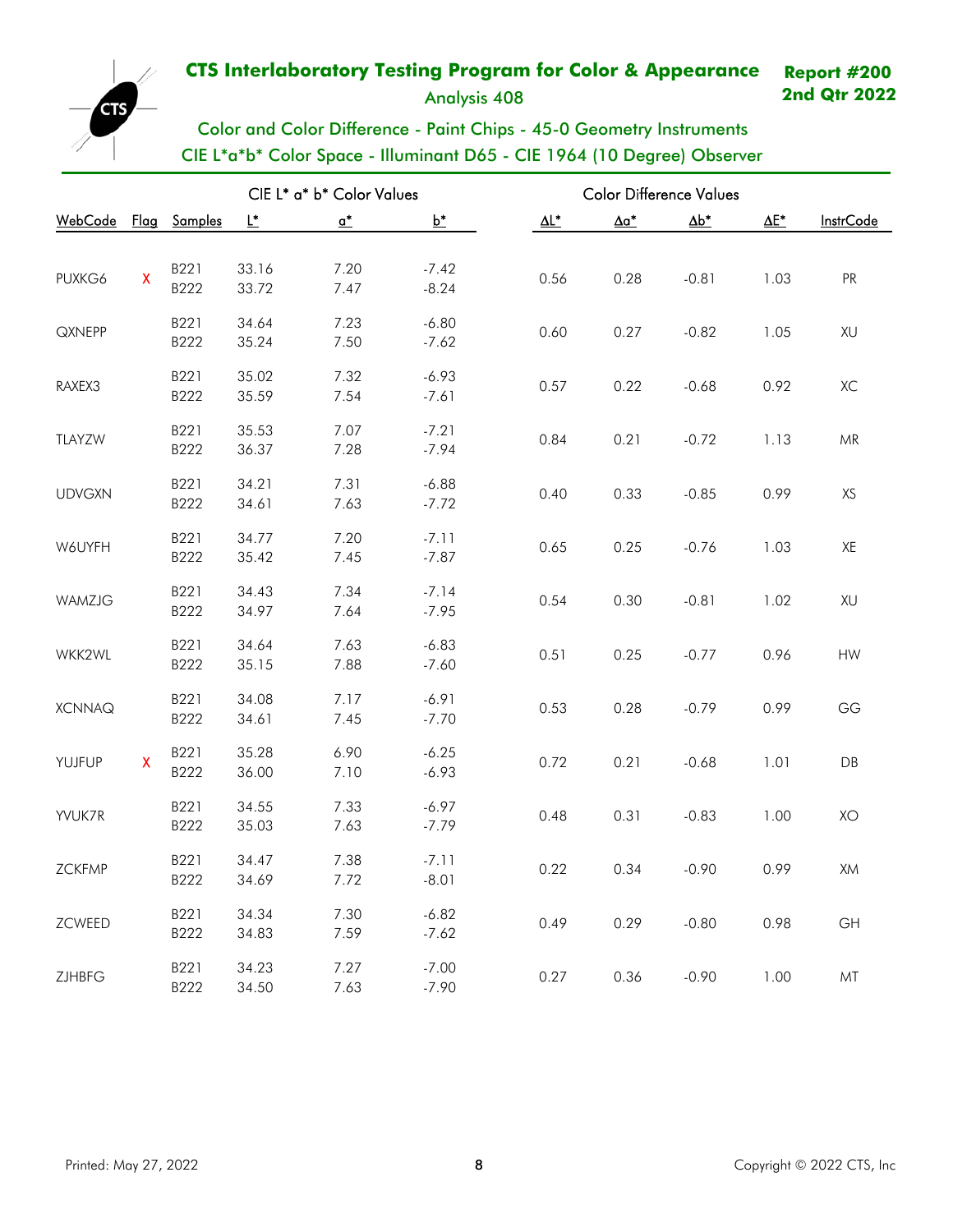# CTS Interlaboratory Testing Program for Color & Appearance

**Report #200**
**2nd Qtr 2022**

Analysis 408

## Color and Color Difference - Paint Chips - 45-0 Geometry Instruments
## CIE L*a*b* Color Space - Illuminant D65 - CIE 1964 (10 Degree) Observer

| WebCode | Flag | Samples | L* | a* | b* | ΔL* | Δa* | Δb* | ΔE* | InstrCode |
|---|---|---|---|---|---|---|---|---|---|---|
| | | | CIE L* a* b* Color Values | | | Color Difference Values | | | | |
| PUXKG6 | X | B221 | 33.16 | 7.20 | -7.42 | 0.56 | 0.28 | -0.81 | 1.03 | PR |
| | | B222 | 33.72 | 7.47 | -8.24 | | | | | |
| QXNEPP | | B221 | 34.64 | 7.23 | -6.80 | 0.60 | 0.27 | -0.82 | 1.05 | XU |
| | | B222 | 35.24 | 7.50 | -7.62 | | | | | |
| RAXEX3 | | B221 | 35.02 | 7.32 | -6.93 | 0.57 | 0.22 | -0.68 | 0.92 | XC |
| | | B222 | 35.59 | 7.54 | -7.61 | | | | | |
| TLAYZW | | B221 | 35.53 | 7.07 | -7.21 | 0.84 | 0.21 | -0.72 | 1.13 | MR |
| | | B222 | 36.37 | 7.28 | -7.94 | | | | | |
| UDVGXN | | B221 | 34.21 | 7.31 | -6.88 | 0.40 | 0.33 | -0.85 | 0.99 | XS |
| | | B222 | 34.61 | 7.63 | -7.72 | | | | | |
| W6UYFH | | B221 | 34.77 | 7.20 | -7.11 | 0.65 | 0.25 | -0.76 | 1.03 | XE |
| | | B222 | 35.42 | 7.45 | -7.87 | | | | | |
| WAMZJG | | B221 | 34.43 | 7.34 | -7.14 | 0.54 | 0.30 | -0.81 | 1.02 | XU |
| | | B222 | 34.97 | 7.64 | -7.95 | | | | | |
| WKK2WL | | B221 | 34.64 | 7.63 | -6.83 | 0.51 | 0.25 | -0.77 | 0.96 | HW |
| | | B222 | 35.15 | 7.88 | -7.60 | | | | | |
| XCNNAQ | | B221 | 34.08 | 7.17 | -6.91 | 0.53 | 0.28 | -0.79 | 0.99 | GG |
| | | B222 | 34.61 | 7.45 | -7.70 | | | | | |
| YUJFUP | X | B221 | 35.28 | 6.90 | -6.25 | 0.72 | 0.21 | -0.68 | 1.01 | DB |
| | | B222 | 36.00 | 7.10 | -6.93 | | | | | |
| YVUK7R | | B221 | 34.55 | 7.33 | -6.97 | 0.48 | 0.31 | -0.83 | 1.00 | XO |
| | | B222 | 35.03 | 7.63 | -7.79 | | | | | |
| ZCKFMP | | B221 | 34.47 | 7.38 | -7.11 | 0.22 | 0.34 | -0.90 | 0.99 | XM |
| | | B222 | 34.69 | 7.72 | -8.01 | | | | | |
| ZCWEED | | B221 | 34.34 | 7.30 | -6.82 | 0.49 | 0.29 | -0.80 | 0.98 | GH |
| | | B222 | 34.83 | 7.59 | -7.62 | | | | | |
| ZJHBFG | | B221 | 34.23 | 7.27 | -7.00 | 0.27 | 0.36 | -0.90 | 1.00 | MT |
| | | B222 | 34.50 | 7.63 | -7.90 | | | | | |

Printed: May 27, 2022

Copyright © 2022 CTS, Inc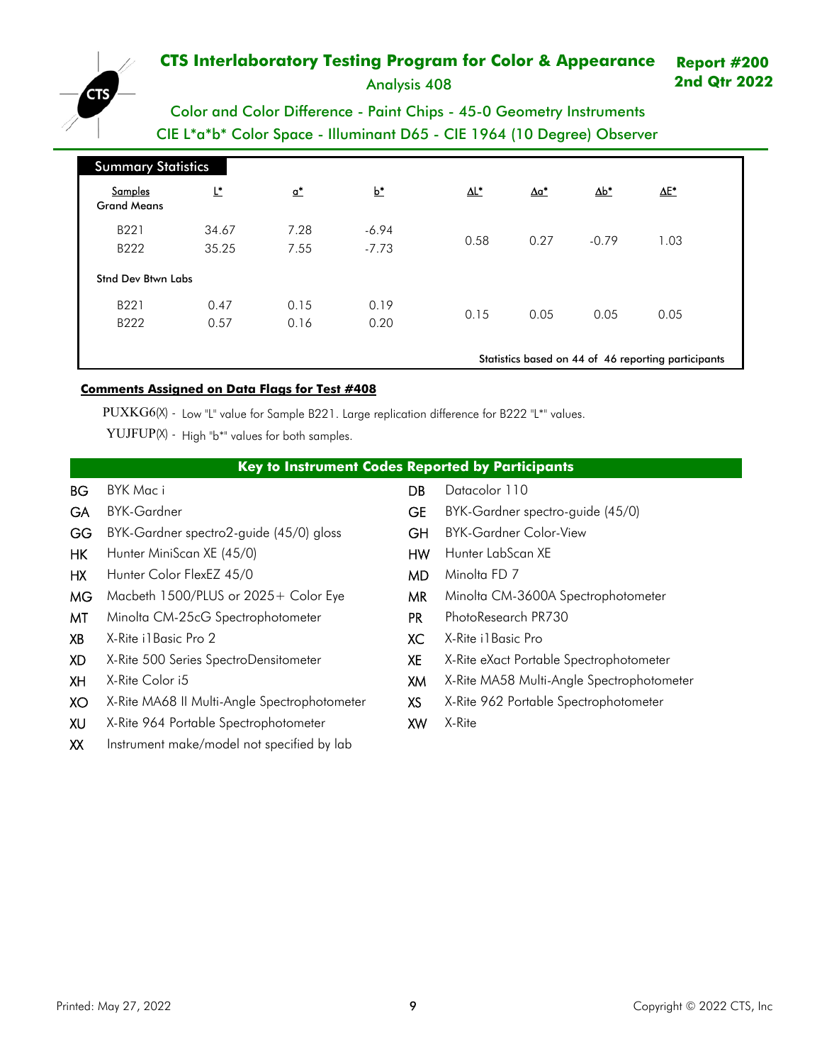# CTS Interlaboratory Testing Program for Color & Appearance

**Report #200**
**2nd Qtr 2022**

Analysis 408

## Color and Color Difference - Paint Chips - 45-0 Geometry Instruments
## CIE L*a*b* Color Space - Illuminant D65 - CIE 1964 (10 Degree) Observer

### Summary Statistics

| Samples Grand Means | L* | a* | b* | ΔL* | Δa* | Δb* | ΔE* |
|---|---|---|---|---|---|---|---|
| B221 | 34.67 | 7.28 | -6.94 | 0.58 | 0.27 | -0.79 | 1.03 |
| B222 | 35.25 | 7.55 | -7.73 | | | | |
| **Stnd Dev Btwn Labs** | | | | | | | |
| B221 | 0.47 | 0.15 | 0.19 | 0.15 | 0.05 | 0.05 | 0.05 |
| B222 | 0.57 | 0.16 | 0.20 | | | | |

Statistics based on 44 of 46 reporting participants

**Comments Assigned on Data Flags for Test #408**

PUXKG6(X) - Low "L" value for Sample B221. Large replication difference for B222 "L*" values.

YUJFUP(X) - High "b*" values for both samples.

### Key to Instrument Codes Reported by Participants

| Code | Instrument |
|---|---|
| BG | BYK Mac i |
| GA | BYK-Gardner |
| GG | BYK-Gardner spectro2-guide (45/0) gloss |
| HK | Hunter MiniScan XE (45/0) |
| HX | Hunter Color FlexEZ 45/0 |
| MG | Macbeth 1500/PLUS or 2025+ Color Eye |
| MT | Minolta CM-25cG Spectrophotometer |
| XB | X-Rite i1Basic Pro 2 |
| XD | X-Rite 500 Series SpectroDensitometer |
| XH | X-Rite Color i5 |
| XO | X-Rite MA68 II Multi-Angle Spectrophotometer |
| XU | X-Rite 964 Portable Spectrophotometer |
| XX | Instrument make/model not specified by lab |
| DB | Datacolor 110 |
| GE | BYK-Gardner spectro-guide (45/0) |
| GH | BYK-Gardner Color-View |
| HW | Hunter LabScan XE |
| MD | Minolta FD 7 |
| MR | Minolta CM-3600A Spectrophotometer |
| PR | PhotoResearch PR730 |
| XC | X-Rite i1Basic Pro |
| XE | X-Rite eXact Portable Spectrophotometer |
| XM | X-Rite MA58 Multi-Angle Spectrophotometer |
| XS | X-Rite 962 Portable Spectrophotometer |
| XW | X-Rite |

Printed: May 27, 2022

Copyright © 2022 CTS, Inc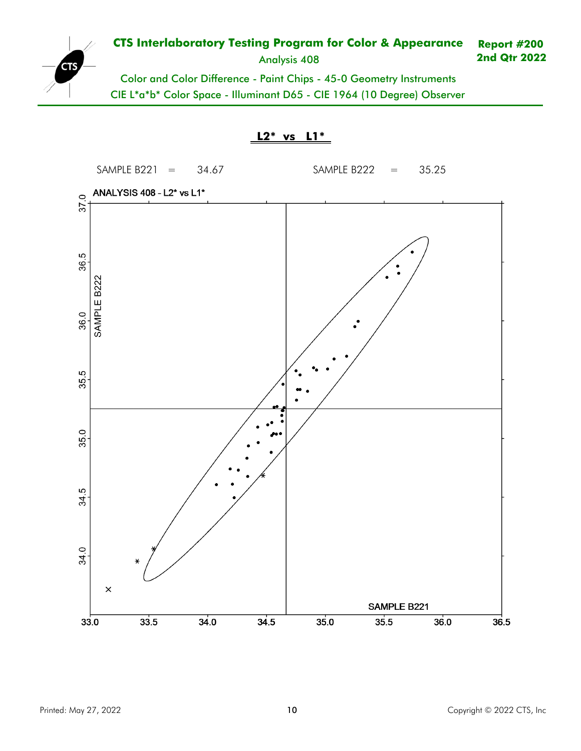## CTS Interlaboratory Testing Program for Color & Appearance

**Report #200**
**2nd Qtr 2022**

Analysis 408

Color and Color Difference - Paint Chips - 45-0 Geometry Instruments

CIE L*a*b* Color Space - Illuminant D65 - CIE 1964 (10 Degree) Observer

### L2* vs L1*

SAMPLE B221 = 34.67 SAMPLE B222 = 35.25

ANALYSIS 408 - L2* vs L1*

SAMPLE B222

SAMPLE B221

Printed: May 27, 2022

Copyright © 2022 CTS, Inc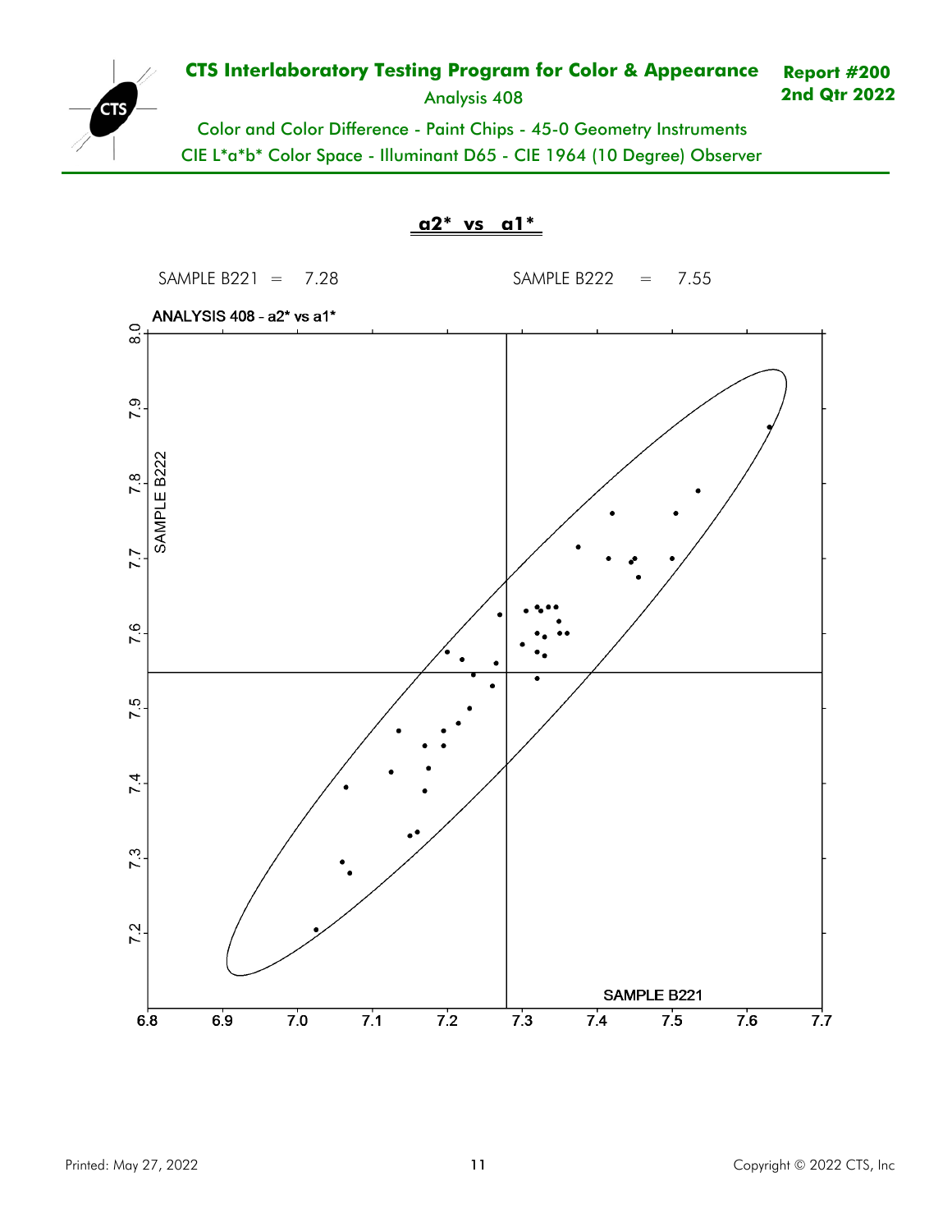# CTS Interlaboratory Testing Program for Color & Appearance

**Report #200**
**2nd Qtr 2022**

Analysis 408

Color and Color Difference - Paint Chips - 45-0 Geometry Instruments

CIE L*a*b* Color Space - Illuminant D65 - CIE 1964 (10 Degree) Observer

## a2* vs a1*

SAMPLE B221 = 7.28 SAMPLE B222 = 7.55

ANALYSIS 408 - a2* vs a1*

SAMPLE B222

SAMPLE B221

Printed: May 27, 2022

Copyright © 2022 CTS, Inc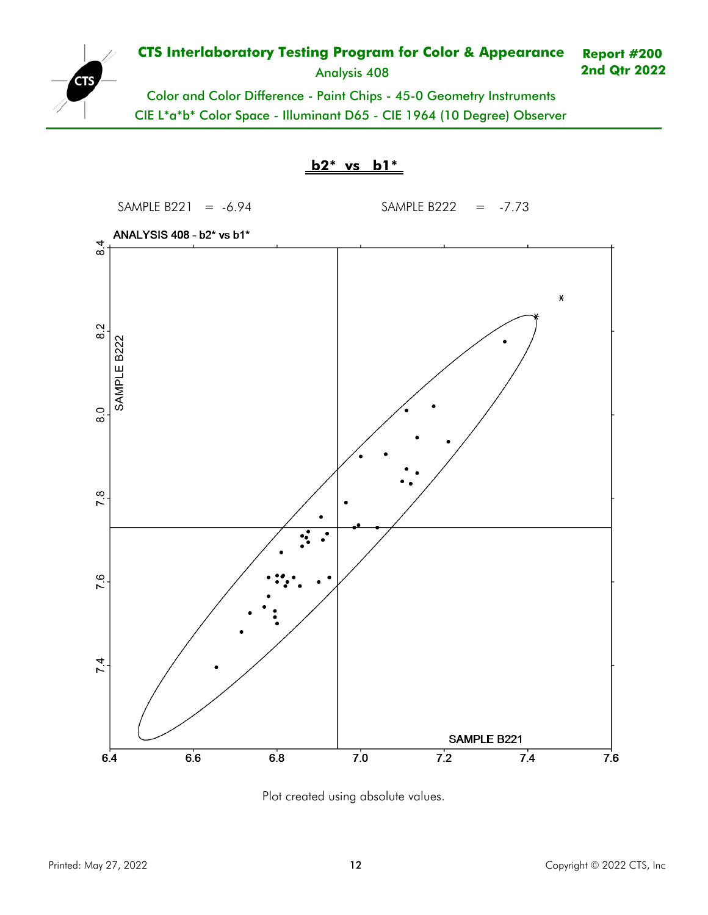**CTS Interlaboratory Testing Program for Color & Appearance**

Analysis 408

**Report #200**
**2nd Qtr 2022**

Color and Color Difference - Paint Chips - 45-0 Geometry Instruments

CIE L*a*b* Color Space - Illuminant D65 - CIE 1964 (10 Degree) Observer

## b2* vs b1*

SAMPLE B221 = -6.94 SAMPLE B222 = -7.73

ANALYSIS 408 - b2* vs b1*

Plot created using absolute values.

Printed: May 27, 2022

Copyright © 2022 CTS, Inc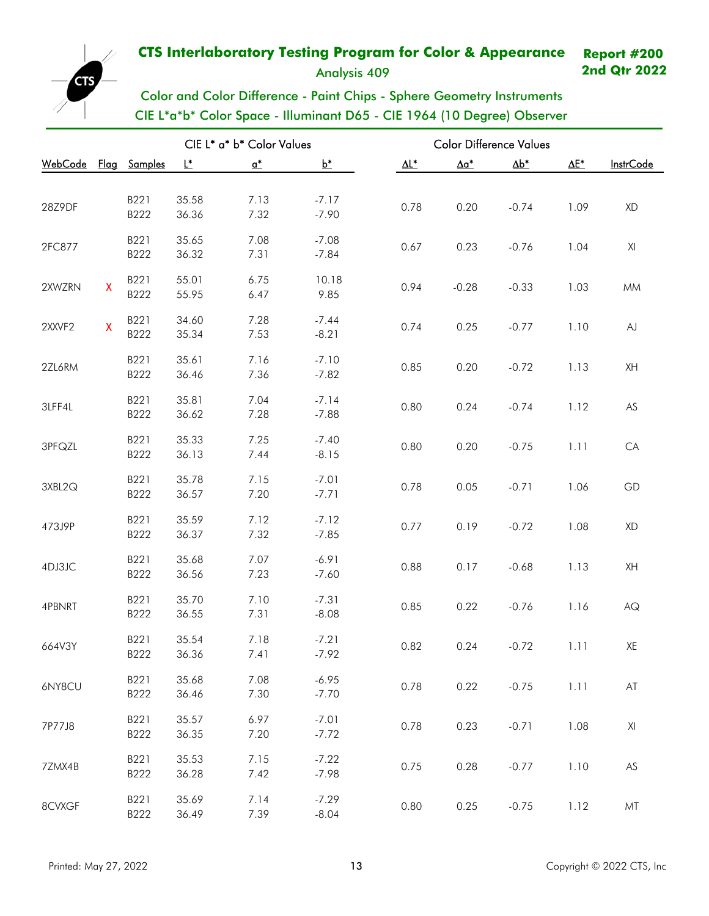# CTS Interlaboratory Testing Program for Color & Appearance

**Report #200**
**2nd Qtr 2022**

Analysis 409

## Color and Color Difference - Paint Chips - Sphere Geometry Instruments
## CIE L*a*b* Color Space - Illuminant D65 - CIE 1964 (10 Degree) Observer

| | | | CIE L* a* b* Color Values | | | Color Difference Values | | | | |
|---|---|---|---|---|---|---|---|---|---|---|
| WebCode | Flag | Samples | L* | a* | b* | ΔL* | Δa* | Δb* | ΔE* | InstrCode |
| 28Z9DF | | B221<br>B222 | 35.58<br>36.36 | 7.13<br>7.32 | -7.17<br>-7.90 | 0.78 | 0.20 | -0.74 | 1.09 | XD |
| 2FC877 | | B221<br>B222 | 35.65<br>36.32 | 7.08<br>7.31 | -7.08<br>-7.84 | 0.67 | 0.23 | -0.76 | 1.04 | XI |
| 2XWZRN | X | B221<br>B222 | 55.01<br>55.95 | 6.75<br>6.47 | 10.18<br>9.85 | 0.94 | -0.28 | -0.33 | 1.03 | MM |
| 2XXVF2 | X | B221<br>B222 | 34.60<br>35.34 | 7.28<br>7.53 | -7.44<br>-8.21 | 0.74 | 0.25 | -0.77 | 1.10 | AJ |
| 2ZL6RM | | B221<br>B222 | 35.61<br>36.46 | 7.16<br>7.36 | -7.10<br>-7.82 | 0.85 | 0.20 | -0.72 | 1.13 | XH |
| 3LFF4L | | B221<br>B222 | 35.81<br>36.62 | 7.04<br>7.28 | -7.14<br>-7.88 | 0.80 | 0.24 | -0.74 | 1.12 | AS |
| 3PFQZL | | B221<br>B222 | 35.33<br>36.13 | 7.25<br>7.44 | -7.40<br>-8.15 | 0.80 | 0.20 | -0.75 | 1.11 | CA |
| 3XBL2Q | | B221<br>B222 | 35.78<br>36.57 | 7.15<br>7.20 | -7.01<br>-7.71 | 0.78 | 0.05 | -0.71 | 1.06 | GD |
| 473J9P | | B221<br>B222 | 35.59<br>36.37 | 7.12<br>7.32 | -7.12<br>-7.85 | 0.77 | 0.19 | -0.72 | 1.08 | XD |
| 4DJ3JC | | B221<br>B222 | 35.68<br>36.56 | 7.07<br>7.23 | -6.91<br>-7.60 | 0.88 | 0.17 | -0.68 | 1.13 | XH |
| 4PBNRT | | B221<br>B222 | 35.70<br>36.55 | 7.10<br>7.31 | -7.31<br>-8.08 | 0.85 | 0.22 | -0.76 | 1.16 | AQ |
| 664V3Y | | B221<br>B222 | 35.54<br>36.36 | 7.18<br>7.41 | -7.21<br>-7.92 | 0.82 | 0.24 | -0.72 | 1.11 | XE |
| 6NY8CU | | B221<br>B222 | 35.68<br>36.46 | 7.08<br>7.30 | -6.95<br>-7.70 | 0.78 | 0.22 | -0.75 | 1.11 | AT |
| 7P77J8 | | B221<br>B222 | 35.57<br>36.35 | 6.97<br>7.20 | -7.01<br>-7.72 | 0.78 | 0.23 | -0.71 | 1.08 | XI |
| 7ZMX4B | | B221<br>B222 | 35.53<br>36.28 | 7.15<br>7.42 | -7.22<br>-7.98 | 0.75 | 0.28 | -0.77 | 1.10 | AS |
| 8CVXGF | | B221<br>B222 | 35.69<br>36.49 | 7.14<br>7.39 | -7.29<br>-8.04 | 0.80 | 0.25 | -0.75 | 1.12 | MT |

Printed: May 27, 2022

Copyright © 2022 CTS, Inc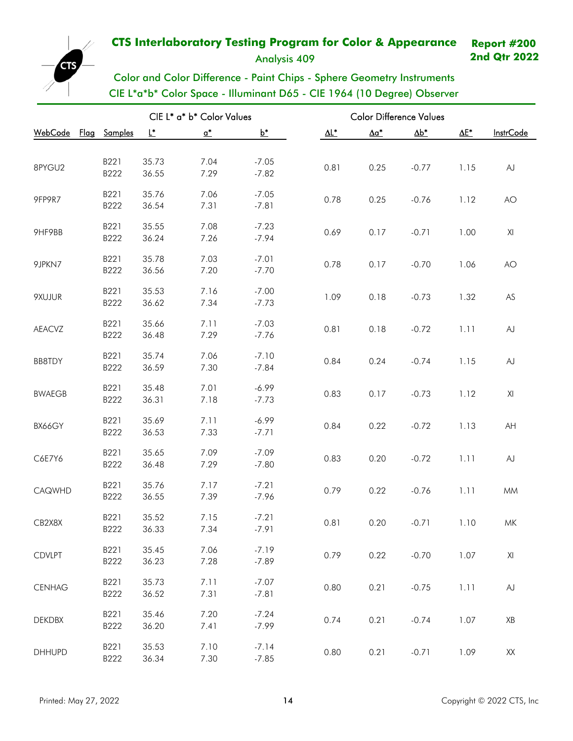# CTS Interlaboratory Testing Program for Color & Appearance

**Report #200**
**2nd Qtr 2022**

Analysis 409

## Color and Color Difference - Paint Chips - Sphere Geometry Instruments
## CIE L*a*b* Color Space - Illuminant D65 - CIE 1964 (10 Degree) Observer

| WebCode | Flag | Samples | L* | a* | b* | ΔL* | Δa* | Δb* | ΔE* | InstrCode |
|---|---|---|---|---|---|---|---|---|---|---|
| | | | CIE L* a* b* Color Values | | | Color Difference Values | | | | |
| 8PYGU2 | | B221<br>B222 | 35.73<br>36.55 | 7.04<br>7.29 | -7.05<br>-7.82 | 0.81 | 0.25 | -0.77 | 1.15 | AJ |
| 9FP9R7 | | B221<br>B222 | 35.76<br>36.54 | 7.06<br>7.31 | -7.05<br>-7.81 | 0.78 | 0.25 | -0.76 | 1.12 | AO |
| 9HF9BB | | B221<br>B222 | 35.55<br>36.24 | 7.08<br>7.26 | -7.23<br>-7.94 | 0.69 | 0.17 | -0.71 | 1.00 | XI |
| 9JPKN7 | | B221<br>B222 | 35.78<br>36.56 | 7.03<br>7.20 | -7.01<br>-7.70 | 0.78 | 0.17 | -0.70 | 1.06 | AO |
| 9XUJUR | | B221<br>B222 | 35.53<br>36.62 | 7.16<br>7.34 | -7.00<br>-7.73 | 1.09 | 0.18 | -0.73 | 1.32 | AS |
| AEACVZ | | B221<br>B222 | 35.66<br>36.48 | 7.11<br>7.29 | -7.03<br>-7.76 | 0.81 | 0.18 | -0.72 | 1.11 | AJ |
| BB8TDY | | B221<br>B222 | 35.74<br>36.59 | 7.06<br>7.30 | -7.10<br>-7.84 | 0.84 | 0.24 | -0.74 | 1.15 | AJ |
| BWAEGB | | B221<br>B222 | 35.48<br>36.31 | 7.01<br>7.18 | -6.99<br>-7.73 | 0.83 | 0.17 | -0.73 | 1.12 | XI |
| BX66GY | | B221<br>B222 | 35.69<br>36.53 | 7.11<br>7.33 | -6.99<br>-7.71 | 0.84 | 0.22 | -0.72 | 1.13 | AH |
| C6E7Y6 | | B221<br>B222 | 35.65<br>36.48 | 7.09<br>7.29 | -7.09<br>-7.80 | 0.83 | 0.20 | -0.72 | 1.11 | AJ |
| CAQWHD | | B221<br>B222 | 35.76<br>36.55 | 7.17<br>7.39 | -7.21<br>-7.96 | 0.79 | 0.22 | -0.76 | 1.11 | MM |
| CB2X8X | | B221<br>B222 | 35.52<br>36.33 | 7.15<br>7.34 | -7.21<br>-7.91 | 0.81 | 0.20 | -0.71 | 1.10 | MK |
| CDVLPT | | B221<br>B222 | 35.45<br>36.23 | 7.06<br>7.28 | -7.19<br>-7.89 | 0.79 | 0.22 | -0.70 | 1.07 | XI |
| CENHAG | | B221<br>B222 | 35.73<br>36.52 | 7.11<br>7.31 | -7.07<br>-7.81 | 0.80 | 0.21 | -0.75 | 1.11 | AJ |
| DEKDBX | | B221<br>B222 | 35.46<br>36.20 | 7.20<br>7.41 | -7.24<br>-7.99 | 0.74 | 0.21 | -0.74 | 1.07 | XB |
| DHHUPD | | B221<br>B222 | 35.53<br>36.34 | 7.10<br>7.30 | -7.14<br>-7.85 | 0.80 | 0.21 | -0.71 | 1.09 | XX |

Printed: May 27, 2022

Copyright © 2022 CTS, Inc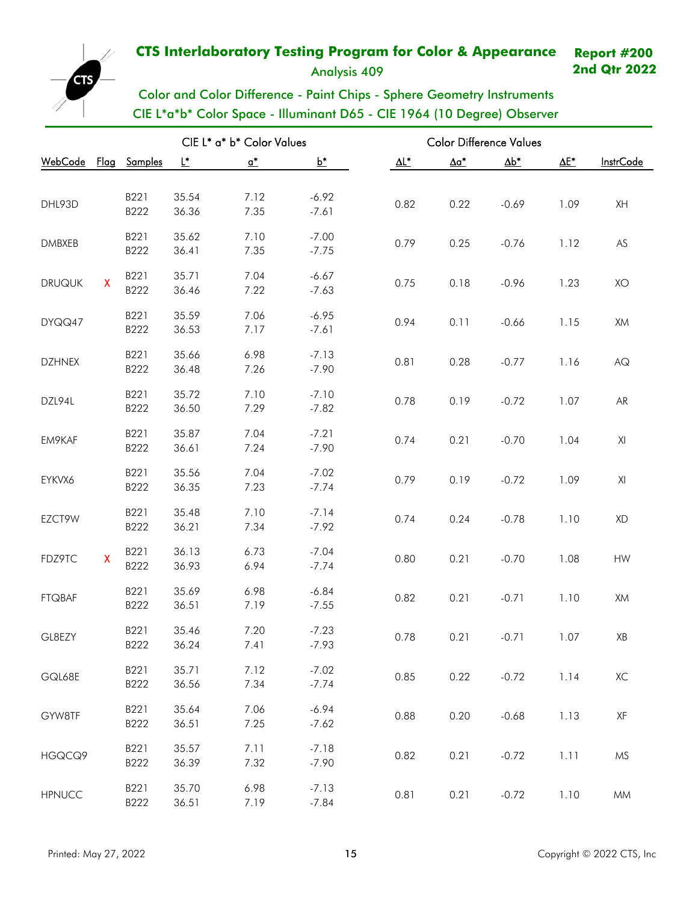# CTS Interlaboratory Testing Program for Color & Appearance

**Report #200**
**2nd Qtr 2022**

Analysis 409

## Color and Color Difference - Paint Chips - Sphere Geometry Instruments
## CIE L*a*b* Color Space - Illuminant D65 - CIE 1964 (10 Degree) Observer

| WebCode | Flag | Samples | L* | a* | b* | ΔL* | Δa* | Δb* | ΔE* | InstrCode |
|---|---|---|---|---|---|---|---|---|---|---|
| | | | CIE L* a* b* Color Values | | | Color Difference Values | | | | |
| DHL93D | | B221<br>B222 | 35.54<br>36.36 | 7.12<br>7.35 | -6.92<br>-7.61 | 0.82 | 0.22 | -0.69 | 1.09 | XH |
| DMBXEB | | B221<br>B222 | 35.62<br>36.41 | 7.10<br>7.35 | -7.00<br>-7.75 | 0.79 | 0.25 | -0.76 | 1.12 | AS |
| DRUQUK | X | B221<br>B222 | 35.71<br>36.46 | 7.04<br>7.22 | -6.67<br>-7.63 | 0.75 | 0.18 | -0.96 | 1.23 | XO |
| DYQQ47 | | B221<br>B222 | 35.59<br>36.53 | 7.06<br>7.17 | -6.95<br>-7.61 | 0.94 | 0.11 | -0.66 | 1.15 | XM |
| DZHNEX | | B221<br>B222 | 35.66<br>36.48 | 6.98<br>7.26 | -7.13<br>-7.90 | 0.81 | 0.28 | -0.77 | 1.16 | AQ |
| DZL94L | | B221<br>B222 | 35.72<br>36.50 | 7.10<br>7.29 | -7.10<br>-7.82 | 0.78 | 0.19 | -0.72 | 1.07 | AR |
| EM9KAF | | B221<br>B222 | 35.87<br>36.61 | 7.04<br>7.24 | -7.21<br>-7.90 | 0.74 | 0.21 | -0.70 | 1.04 | XI |
| EYKVX6 | | B221<br>B222 | 35.56<br>36.35 | 7.04<br>7.23 | -7.02<br>-7.74 | 0.79 | 0.19 | -0.72 | 1.09 | XI |
| EZCT9W | | B221<br>B222 | 35.48<br>36.21 | 7.10<br>7.34 | -7.14<br>-7.92 | 0.74 | 0.24 | -0.78 | 1.10 | XD |
| FDZ9TC | X | B221<br>B222 | 36.13<br>36.93 | 6.73<br>6.94 | -7.04<br>-7.74 | 0.80 | 0.21 | -0.70 | 1.08 | HW |
| FTQBAF | | B221<br>B222 | 35.69<br>36.51 | 6.98<br>7.19 | -6.84<br>-7.55 | 0.82 | 0.21 | -0.71 | 1.10 | XM |
| GL8EZY | | B221<br>B222 | 35.46<br>36.24 | 7.20<br>7.41 | -7.23<br>-7.93 | 0.78 | 0.21 | -0.71 | 1.07 | XB |
| GQL68E | | B221<br>B222 | 35.71<br>36.56 | 7.12<br>7.34 | -7.02<br>-7.74 | 0.85 | 0.22 | -0.72 | 1.14 | XC |
| GYW8TF | | B221<br>B222 | 35.64<br>36.51 | 7.06<br>7.25 | -6.94<br>-7.62 | 0.88 | 0.20 | -0.68 | 1.13 | XF |
| HGQCQ9 | | B221<br>B222 | 35.57<br>36.39 | 7.11<br>7.32 | -7.18<br>-7.90 | 0.82 | 0.21 | -0.72 | 1.11 | MS |
| HPNUCC | | B221<br>B222 | 35.70<br>36.51 | 6.98<br>7.19 | -7.13<br>-7.84 | 0.81 | 0.21 | -0.72 | 1.10 | MM |

Printed: May 27, 2022

Copyright © 2022 CTS, Inc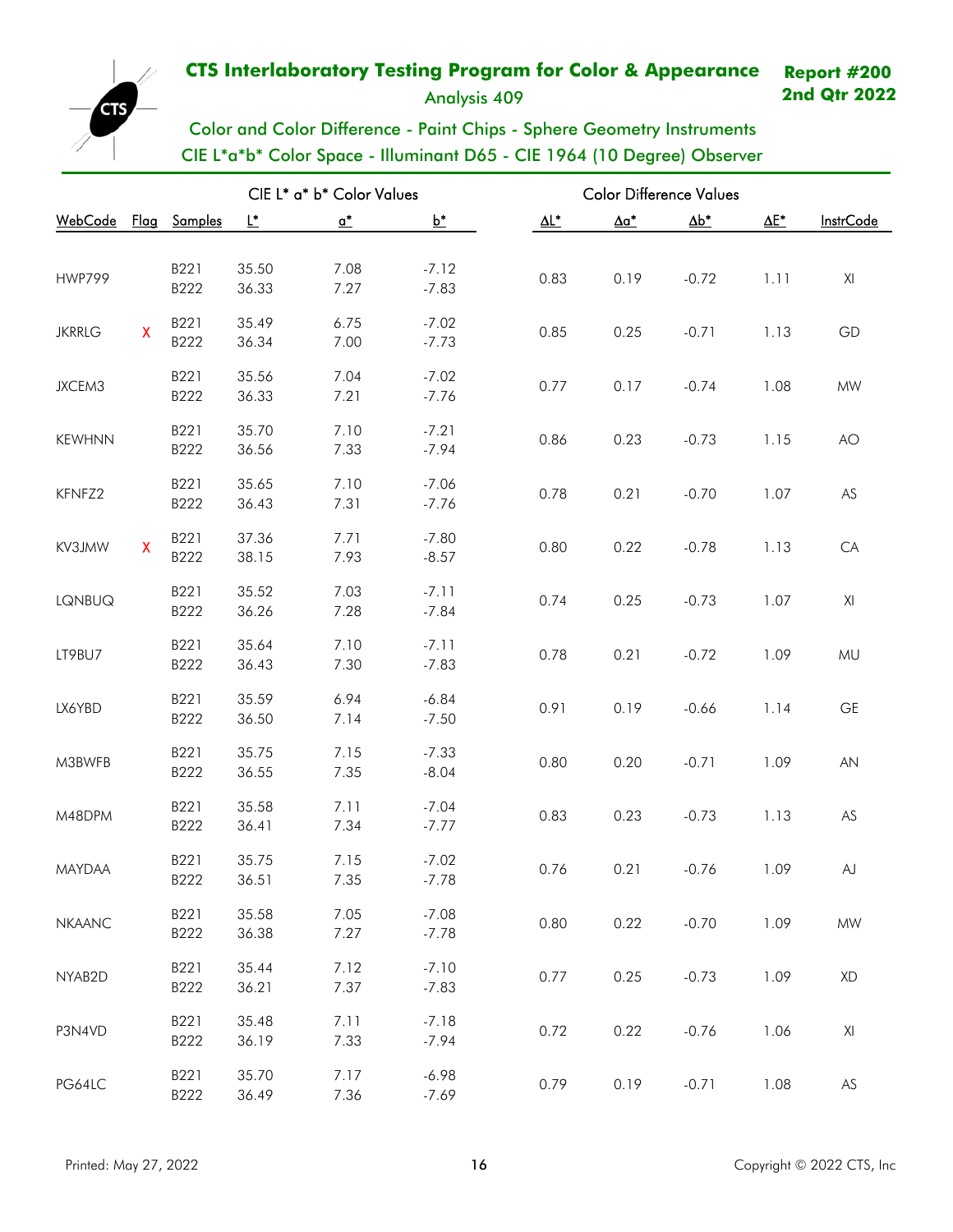# CTS Interlaboratory Testing Program for Color & Appearance

**Report #200**
**2nd Qtr 2022**

Analysis 409

Color and Color Difference - Paint Chips - Sphere Geometry Instruments
CIE L*a*b* Color Space - Illuminant D65 - CIE 1964 (10 Degree) Observer

| | | | CIE L* a* b* Color Values | | | Color Difference Values | | | | |
|---|---|---|---|---|---|---|---|---|---|---|
| WebCode | Flag | Samples | L* | a* | b* | ΔL* | Δa* | Δb* | ΔE* | InstrCode |
| HWP799 | | B221<br>B222 | 35.50<br>36.33 | 7.08<br>7.27 | -7.12<br>-7.83 | 0.83 | 0.19 | -0.72 | 1.11 | XI |
| JKRRLG | X | B221<br>B222 | 35.49<br>36.34 | 6.75<br>7.00 | -7.02<br>-7.73 | 0.85 | 0.25 | -0.71 | 1.13 | GD |
| JXCEM3 | | B221<br>B222 | 35.56<br>36.33 | 7.04<br>7.21 | -7.02<br>-7.76 | 0.77 | 0.17 | -0.74 | 1.08 | MW |
| KEWHNN | | B221<br>B222 | 35.70<br>36.56 | 7.10<br>7.33 | -7.21<br>-7.94 | 0.86 | 0.23 | -0.73 | 1.15 | AO |
| KFNFZ2 | | B221<br>B222 | 35.65<br>36.43 | 7.10<br>7.31 | -7.06<br>-7.76 | 0.78 | 0.21 | -0.70 | 1.07 | AS |
| KV3JMW | X | B221<br>B222 | 37.36<br>38.15 | 7.71<br>7.93 | -7.80<br>-8.57 | 0.80 | 0.22 | -0.78 | 1.13 | CA |
| LQNBUQ | | B221<br>B222 | 35.52<br>36.26 | 7.03<br>7.28 | -7.11<br>-7.84 | 0.74 | 0.25 | -0.73 | 1.07 | XI |
| LT9BU7 | | B221<br>B222 | 35.64<br>36.43 | 7.10<br>7.30 | -7.11<br>-7.83 | 0.78 | 0.21 | -0.72 | 1.09 | MU |
| LX6YBD | | B221<br>B222 | 35.59<br>36.50 | 6.94<br>7.14 | -6.84<br>-7.50 | 0.91 | 0.19 | -0.66 | 1.14 | GE |
| M3BWFB | | B221<br>B222 | 35.75<br>36.55 | 7.15<br>7.35 | -7.33<br>-8.04 | 0.80 | 0.20 | -0.71 | 1.09 | AN |
| M48DPM | | B221<br>B222 | 35.58<br>36.41 | 7.11<br>7.34 | -7.04<br>-7.77 | 0.83 | 0.23 | -0.73 | 1.13 | AS |
| MAYDAA | | B221<br>B222 | 35.75<br>36.51 | 7.15<br>7.35 | -7.02<br>-7.78 | 0.76 | 0.21 | -0.76 | 1.09 | AJ |
| NKAANC | | B221<br>B222 | 35.58<br>36.38 | 7.05<br>7.27 | -7.08<br>-7.78 | 0.80 | 0.22 | -0.70 | 1.09 | MW |
| NYAB2D | | B221<br>B222 | 35.44<br>36.21 | 7.12<br>7.37 | -7.10<br>-7.83 | 0.77 | 0.25 | -0.73 | 1.09 | XD |
| P3N4VD | | B221<br>B222 | 35.48<br>36.19 | 7.11<br>7.33 | -7.18<br>-7.94 | 0.72 | 0.22 | -0.76 | 1.06 | XI |
| PG64LC | | B221<br>B222 | 35.70<br>36.49 | 7.17<br>7.36 | -6.98<br>-7.69 | 0.79 | 0.19 | -0.71 | 1.08 | AS |

Printed: May 27, 2022 Copyright © 2022 CTS, Inc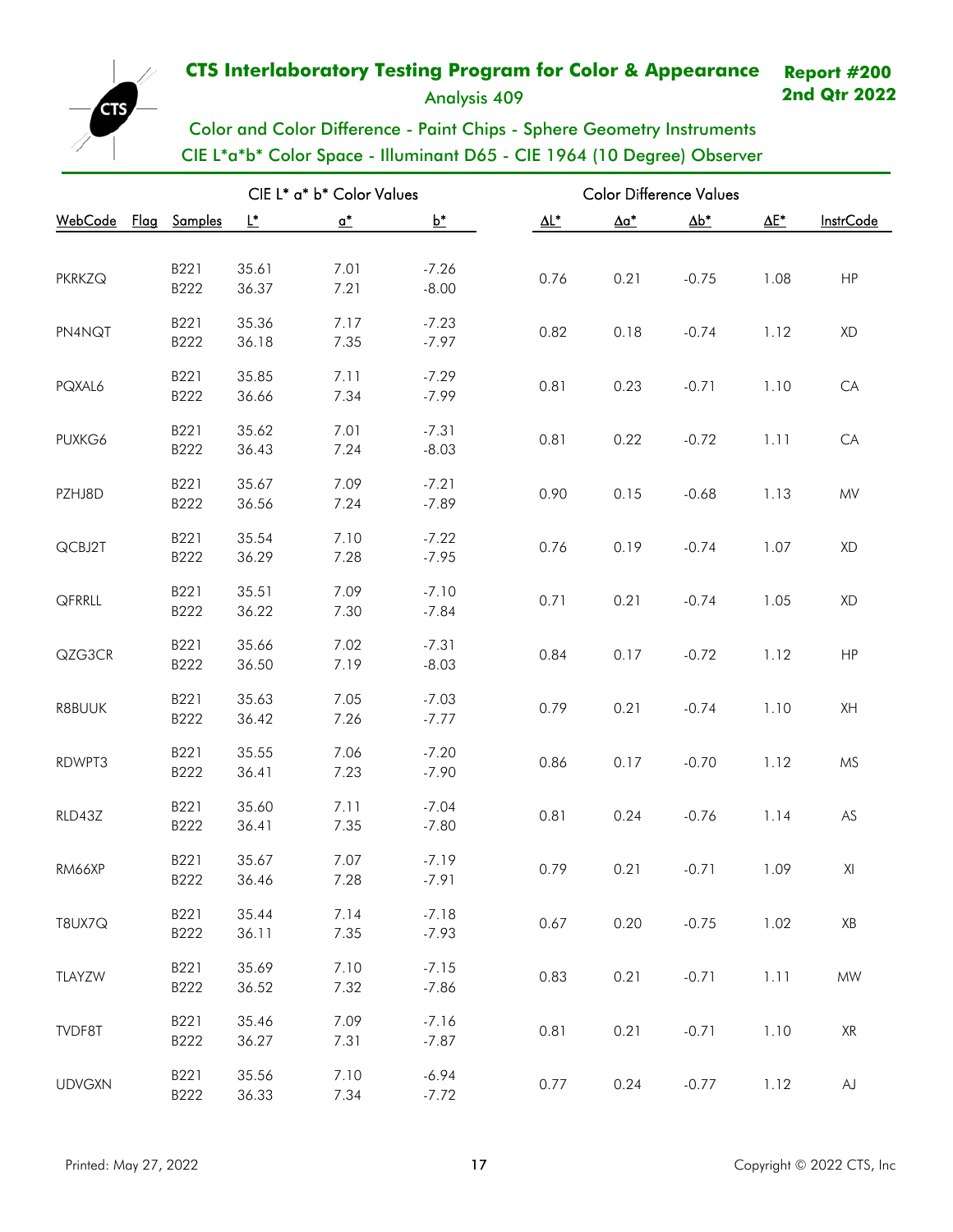# CTS Interlaboratory Testing Program for Color & Appearance

**Report #200**
**2nd Qtr 2022**

Analysis 409

## Color and Color Difference - Paint Chips - Sphere Geometry Instruments
## CIE L*a*b* Color Space - Illuminant D65 - CIE 1964 (10 Degree) Observer

| | | CIE L* a* b* Color Values | | | | Color Difference Values | | | | |
|---|---|---|---|---|---|---|---|---|---|---|
| WebCode | Flag | Samples | L* | a* | b* | ΔL* | Δa* | Δb* | ΔE* | InstrCode |
| PKRKZQ | | B221<br>B222 | 35.61<br>36.37 | 7.01<br>7.21 | -7.26<br>-8.00 | 0.76 | 0.21 | -0.75 | 1.08 | HP |
| PN4NQT | | B221<br>B222 | 35.36<br>36.18 | 7.17<br>7.35 | -7.23<br>-7.97 | 0.82 | 0.18 | -0.74 | 1.12 | XD |
| PQXAL6 | | B221<br>B222 | 35.85<br>36.66 | 7.11<br>7.34 | -7.29<br>-7.99 | 0.81 | 0.23 | -0.71 | 1.10 | CA |
| PUXKG6 | | B221<br>B222 | 35.62<br>36.43 | 7.01<br>7.24 | -7.31<br>-8.03 | 0.81 | 0.22 | -0.72 | 1.11 | CA |
| PZHJ8D | | B221<br>B222 | 35.67<br>36.56 | 7.09<br>7.24 | -7.21<br>-7.89 | 0.90 | 0.15 | -0.68 | 1.13 | MV |
| QCBJ2T | | B221<br>B222 | 35.54<br>36.29 | 7.10<br>7.28 | -7.22<br>-7.95 | 0.76 | 0.19 | -0.74 | 1.07 | XD |
| QFRRLL | | B221<br>B222 | 35.51<br>36.22 | 7.09<br>7.30 | -7.10<br>-7.84 | 0.71 | 0.21 | -0.74 | 1.05 | XD |
| QZG3CR | | B221<br>B222 | 35.66<br>36.50 | 7.02<br>7.19 | -7.31<br>-8.03 | 0.84 | 0.17 | -0.72 | 1.12 | HP |
| R8BUUK | | B221<br>B222 | 35.63<br>36.42 | 7.05<br>7.26 | -7.03<br>-7.77 | 0.79 | 0.21 | -0.74 | 1.10 | XH |
| RDWPT3 | | B221<br>B222 | 35.55<br>36.41 | 7.06<br>7.23 | -7.20<br>-7.90 | 0.86 | 0.17 | -0.70 | 1.12 | MS |
| RLD43Z | | B221<br>B222 | 35.60<br>36.41 | 7.11<br>7.35 | -7.04<br>-7.80 | 0.81 | 0.24 | -0.76 | 1.14 | AS |
| RM66XP | | B221<br>B222 | 35.67<br>36.46 | 7.07<br>7.28 | -7.19<br>-7.91 | 0.79 | 0.21 | -0.71 | 1.09 | XI |
| T8UX7Q | | B221<br>B222 | 35.44<br>36.11 | 7.14<br>7.35 | -7.18<br>-7.93 | 0.67 | 0.20 | -0.75 | 1.02 | XB |
| TLAYZW | | B221<br>B222 | 35.69<br>36.52 | 7.10<br>7.32 | -7.15<br>-7.86 | 0.83 | 0.21 | -0.71 | 1.11 | MW |
| TVDF8T | | B221<br>B222 | 35.46<br>36.27 | 7.09<br>7.31 | -7.16<br>-7.87 | 0.81 | 0.21 | -0.71 | 1.10 | XR |
| UDVGXN | | B221<br>B222 | 35.56<br>36.33 | 7.10<br>7.34 | -6.94<br>-7.72 | 0.77 | 0.24 | -0.77 | 1.12 | AJ |

Printed: May 27, 2022

Copyright © 2022 CTS, Inc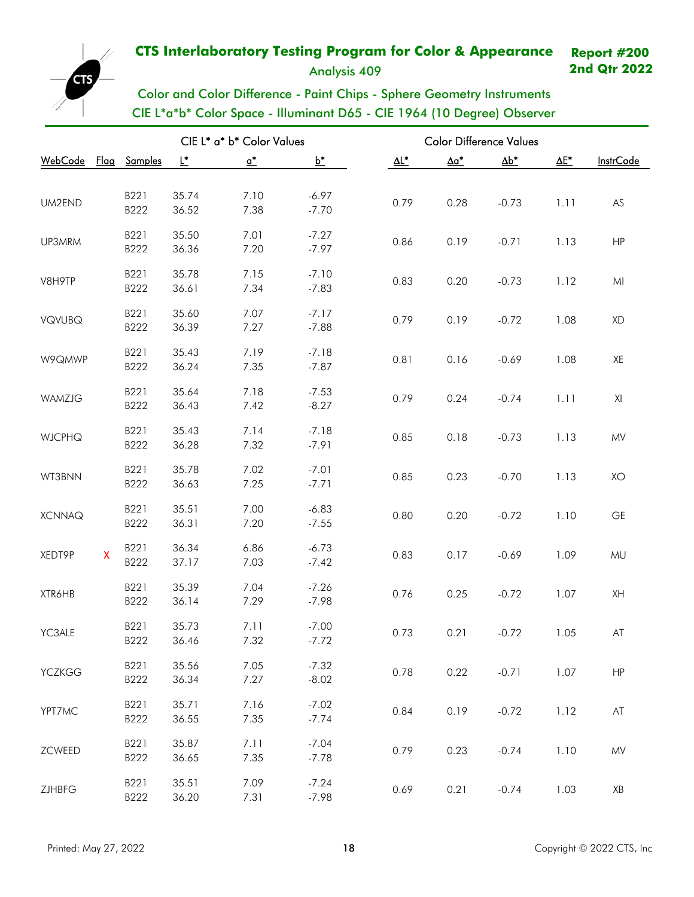# CTS Interlaboratory Testing Program for Color & Appearance

**Report #200**
**2nd Qtr 2022**

Analysis 409

Color and Color Difference - Paint Chips - Sphere Geometry Instruments
CIE L*a*b* Color Space - Illuminant D65 - CIE 1964 (10 Degree) Observer

| | | CIE L* a* b* Color Values | | | | Color Difference Values | | | | |
|---|---|---|---|---|---|---|---|---|---|---|
| WebCode | Flag | Samples | L* | a* | b* | ΔL* | Δa* | Δb* | ΔE* | InstrCode |
| UM2END | | B221<br>B222 | 35.74<br>36.52 | 7.10<br>7.38 | -6.97<br>-7.70 | 0.79 | 0.28 | -0.73 | 1.11 | AS |
| UP3MRM | | B221<br>B222 | 35.50<br>36.36 | 7.01<br>7.20 | -7.27<br>-7.97 | 0.86 | 0.19 | -0.71 | 1.13 | HP |
| V8H9TP | | B221<br>B222 | 35.78<br>36.61 | 7.15<br>7.34 | -7.10<br>-7.83 | 0.83 | 0.20 | -0.73 | 1.12 | MI |
| VQVUBQ | | B221<br>B222 | 35.60<br>36.39 | 7.07<br>7.27 | -7.17<br>-7.88 | 0.79 | 0.19 | -0.72 | 1.08 | XD |
| W9QMWP | | B221<br>B222 | 35.43<br>36.24 | 7.19<br>7.35 | -7.18<br>-7.87 | 0.81 | 0.16 | -0.69 | 1.08 | XE |
| WAMZJG | | B221<br>B222 | 35.64<br>36.43 | 7.18<br>7.42 | -7.53<br>-8.27 | 0.79 | 0.24 | -0.74 | 1.11 | XI |
| WJCPHQ | | B221<br>B222 | 35.43<br>36.28 | 7.14<br>7.32 | -7.18<br>-7.91 | 0.85 | 0.18 | -0.73 | 1.13 | MV |
| WT3BNN | | B221<br>B222 | 35.78<br>36.63 | 7.02<br>7.25 | -7.01<br>-7.71 | 0.85 | 0.23 | -0.70 | 1.13 | XO |
| XCNNAQ | | B221<br>B222 | 35.51<br>36.31 | 7.00<br>7.20 | -6.83<br>-7.55 | 0.80 | 0.20 | -0.72 | 1.10 | GE |
| XEDT9P | X | B221<br>B222 | 36.34<br>37.17 | 6.86<br>7.03 | -6.73<br>-7.42 | 0.83 | 0.17 | -0.69 | 1.09 | MU |
| XTR6HB | | B221<br>B222 | 35.39<br>36.14 | 7.04<br>7.29 | -7.26<br>-7.98 | 0.76 | 0.25 | -0.72 | 1.07 | XH |
| YC3ALE | | B221<br>B222 | 35.73<br>36.46 | 7.11<br>7.32 | -7.00<br>-7.72 | 0.73 | 0.21 | -0.72 | 1.05 | AT |
| YCZKGG | | B221<br>B222 | 35.56<br>36.34 | 7.05<br>7.27 | -7.32<br>-8.02 | 0.78 | 0.22 | -0.71 | 1.07 | HP |
| YPT7MC | | B221<br>B222 | 35.71<br>36.55 | 7.16<br>7.35 | -7.02<br>-7.74 | 0.84 | 0.19 | -0.72 | 1.12 | AT |
| ZCWEED | | B221<br>B222 | 35.87<br>36.65 | 7.11<br>7.35 | -7.04<br>-7.78 | 0.79 | 0.23 | -0.74 | 1.10 | MV |
| ZJHBFG | | B221<br>B222 | 35.51<br>36.20 | 7.09<br>7.31 | -7.24<br>-7.98 | 0.69 | 0.21 | -0.74 | 1.03 | XB |

Printed: May 27, 2022 Copyright © 2022 CTS, Inc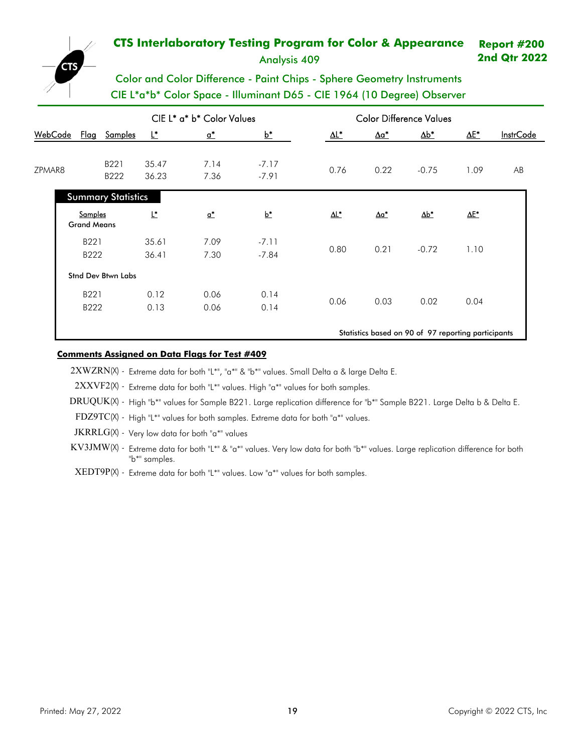# CTS Interlaboratory Testing Program for Color & Appearance

**Report #200**
**2nd Qtr 2022**

Analysis 409

## Color and Color Difference - Paint Chips - Sphere Geometry Instruments
## CIE L*a*b* Color Space - Illuminant D65 - CIE 1964 (10 Degree) Observer

| | | | CIE L* a* b* Color Values | | | Color Difference Values | | | | |
|---|---|---|---|---|---|---|---|---|---|---|
| WebCode | Flag | Samples | L* | a* | b* | ΔL* | Δa* | Δb* | ΔE* | InstrCode |
| ZPMAR8 | | B221<br>B222 | 35.47<br>36.23 | 7.14<br>7.36 | -7.17<br>-7.91 | 0.76 | 0.22 | -0.75 | 1.09 | AB |

### Summary Statistics

| Samples | L* | a* | b* | ΔL* | Δa* | Δb* | ΔE* |
|---|---|---|---|---|---|---|---|
| **Grand Means** | | | | | | | |
| B221<br>B222 | 35.61<br>36.41 | 7.09<br>7.30 | -7.11<br>-7.84 | 0.80 | 0.21 | -0.72 | 1.10 |
| **Stnd Dev Btwn Labs** | | | | | | | |
| B221<br>B222 | 0.12<br>0.13 | 0.06<br>0.06 | 0.14<br>0.14 | 0.06 | 0.03 | 0.02 | 0.04 |

Statistics based on 90 of 97 reporting participants

**Comments Assigned on Data Flags for Test #409**

- 2XWZRN(X) - Extreme data for both "L*", "a*" & "b*" values. Small Delta a & large Delta E.
- 2XXVF2(X) - Extreme data for both "L*" values. High "a*" values for both samples.
- DRUQUK(X) - High "b*" values for Sample B221. Large replication difference for "b*" Sample B221. Large Delta b & Delta E.
- FDZ9TC(X) - High "L*" values for both samples. Extreme data for both "a*" values.
- JKRRLG(X) - Very low data for both "a*" values
- KV3JMW(X) - Extreme data for both "L*" & "a*" values. Very low data for both "b*" values. Large replication difference for both "b*" samples.
- XEDT9P(X) - Extreme data for both "L*" values. Low "a*" values for both samples.

Printed: May 27, 2022

Copyright © 2022 CTS, Inc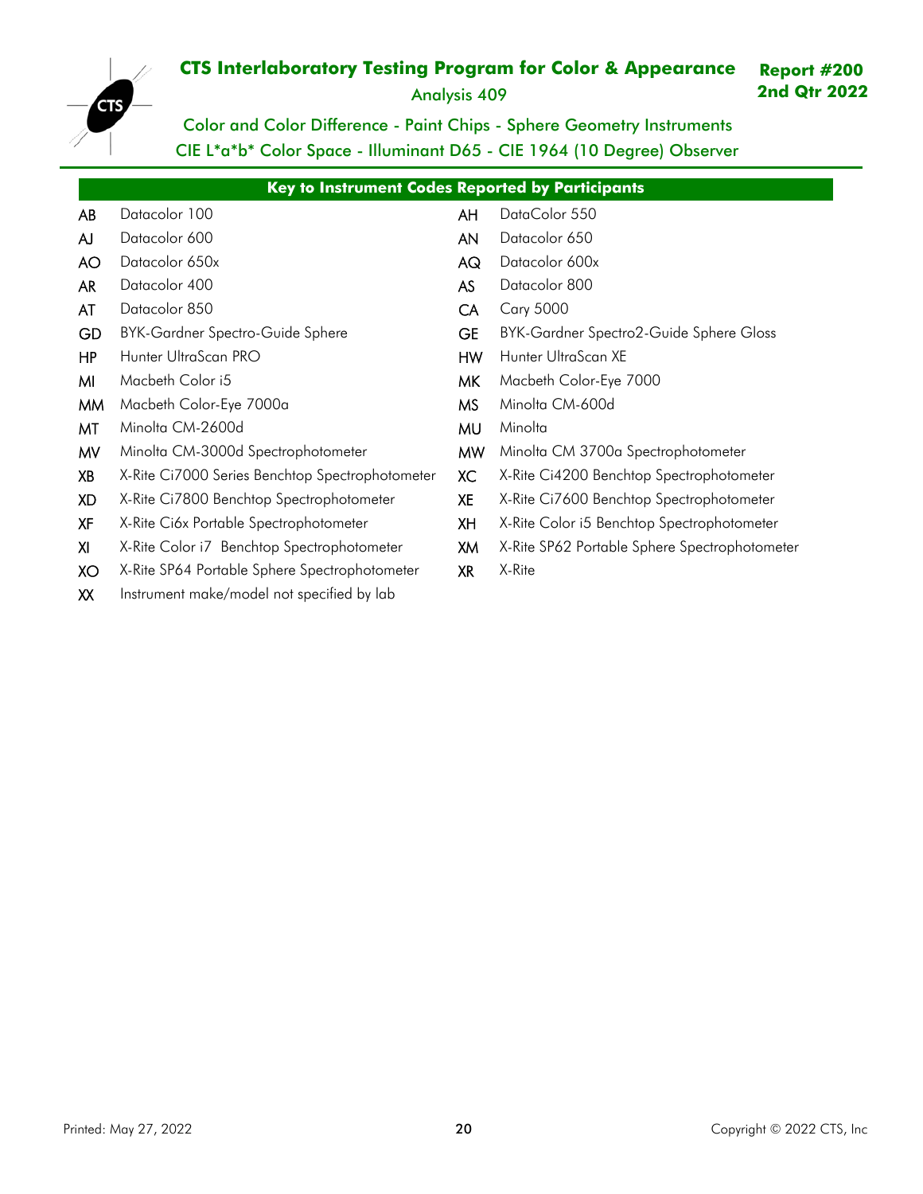# CTS Interlaboratory Testing Program for Color & Appearance

**Report #200**
**2nd Qtr 2022**

Analysis 409

Color and Color Difference - Paint Chips - Sphere Geometry Instruments
CIE L*a*b* Color Space - Illuminant D65 - CIE 1964 (10 Degree) Observer

## Key to Instrument Codes Reported by Participants

| Code | Instrument | Code | Instrument |
|---|---|---|---|
| AB | Datacolor 100 | AH | DataColor 550 |
| AJ | Datacolor 600 | AN | Datacolor 650 |
| AO | Datacolor 650x | AQ | Datacolor 600x |
| AR | Datacolor 400 | AS | Datacolor 800 |
| AT | Datacolor 850 | CA | Cary 5000 |
| GD | BYK-Gardner Spectro-Guide Sphere | GE | BYK-Gardner Spectro2-Guide Sphere Gloss |
| HP | Hunter UltraScan PRO | HW | Hunter UltraScan XE |
| MI | Macbeth Color i5 | MK | Macbeth Color-Eye 7000 |
| MM | Macbeth Color-Eye 7000a | MS | Minolta CM-600d |
| MT | Minolta CM-2600d | MU | Minolta |
| MV | Minolta CM-3000d Spectrophotometer | MW | Minolta CM 3700a Spectrophotometer |
| XB | X-Rite Ci7000 Series Benchtop Spectrophotometer | XC | X-Rite Ci4200 Benchtop Spectrophotometer |
| XD | X-Rite Ci7800 Benchtop Spectrophotometer | XE | X-Rite Ci7600 Benchtop Spectrophotometer |
| XF | X-Rite Ci6x Portable Spectrophotometer | XH | X-Rite Color i5 Benchtop Spectrophotometer |
| XI | X-Rite Color i7 Benchtop Spectrophotometer | XM | X-Rite SP62 Portable Sphere Spectrophotometer |
| XO | X-Rite SP64 Portable Sphere Spectrophotometer | XR | X-Rite |
| XX | Instrument make/model not specified by lab | | |

Printed: May 27, 2022

Copyright © 2022 CTS, Inc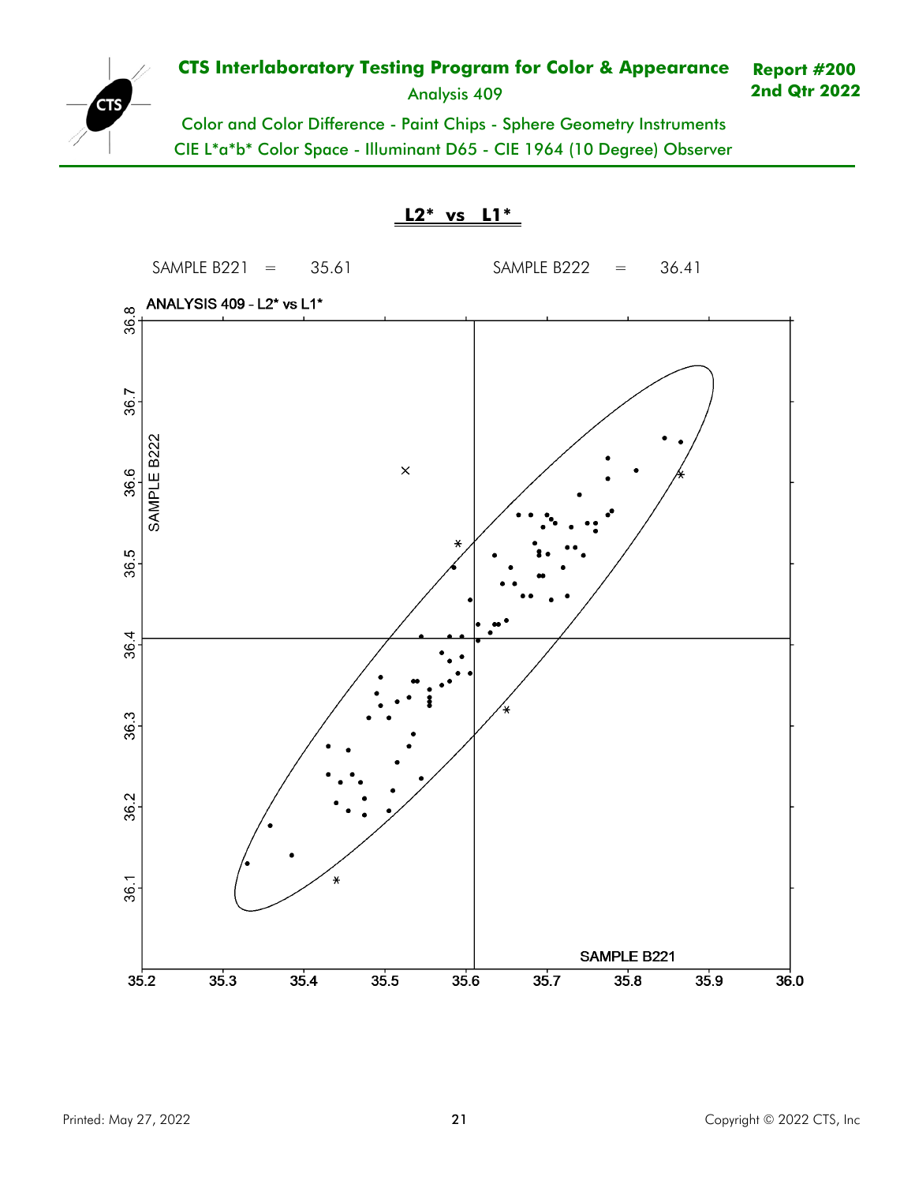**L2* vs L1***

SAMPLE B221 = 35.61

SAMPLE B222 = 36.41

ANALYSIS 409 - L2* vs L1*

SAMPLE B222

SAMPLE B221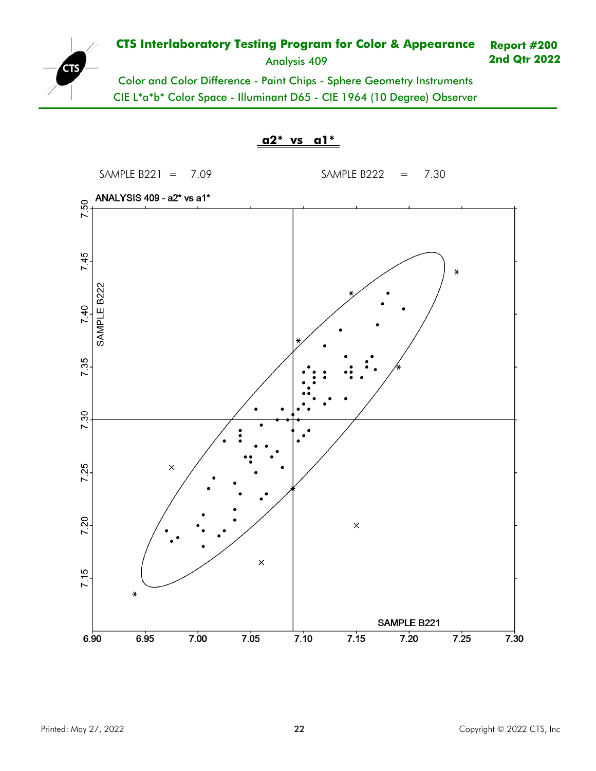# CTS Interlaboratory Testing Program for Color & Appearance

**Report #200**
**2nd Qtr 2022**

Analysis 409

Color and Color Difference - Paint Chips - Sphere Geometry Instruments

CIE L*a*b* Color Space - Illuminant D65 - CIE 1964 (10 Degree) Observer

## a2* vs a1*

SAMPLE B221 = 7.09 SAMPLE B222 = 7.30

ANALYSIS 409 - a2* vs a1*

SAMPLE B222

SAMPLE B221

Printed: May 27, 2022

Copyright © 2022 CTS, Inc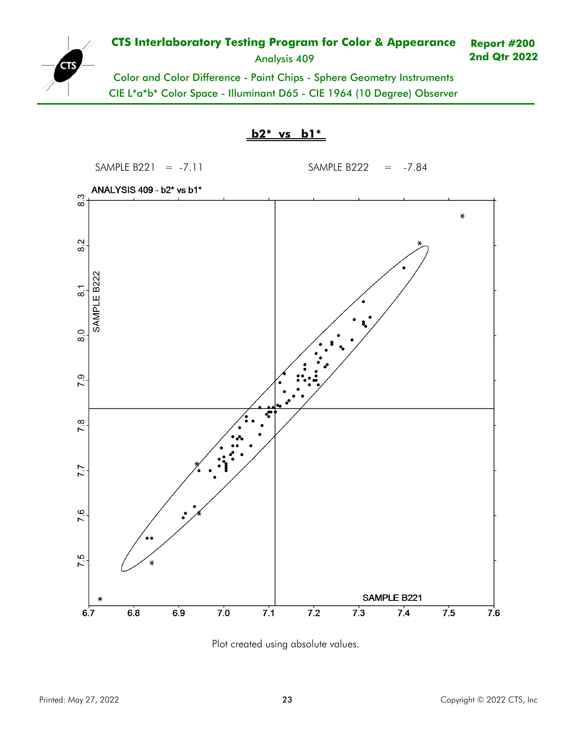**CTS Interlaboratory Testing Program for Color & Appearance**

Analysis 409

**Report #200**
**2nd Qtr 2022**

Color and Color Difference - Paint Chips - Sphere Geometry Instruments

CIE L*a*b* Color Space - Illuminant D65 - CIE 1964 (10 Degree) Observer

## b2* vs b1*

SAMPLE B221 = -7.11 SAMPLE B222 = -7.84

ANALYSIS 409 - b2* vs b1*

Plot created using absolute values.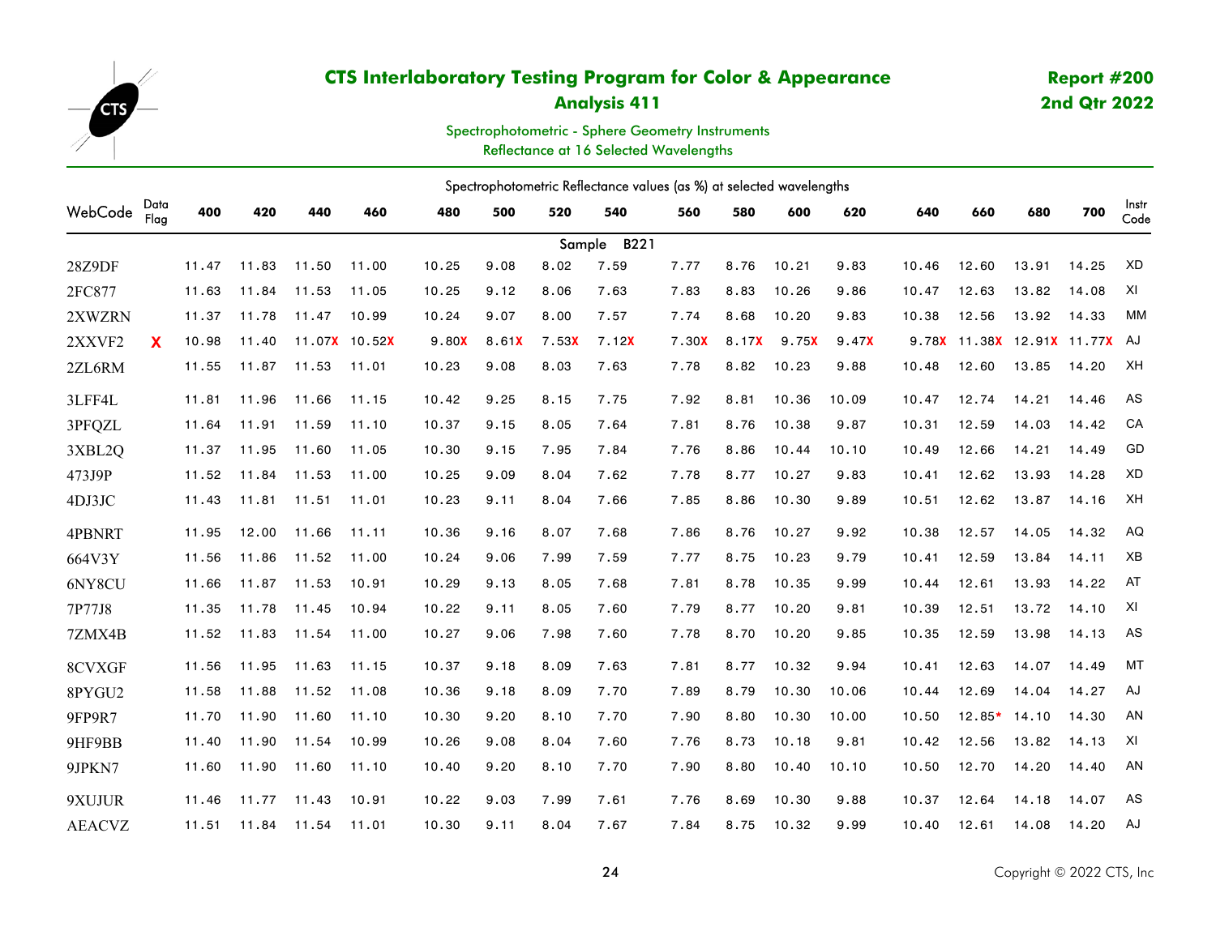# CTS Interlaboratory Testing Program for Color & Appearance

## Analysis 411

**Report #200**
**2nd Qtr 2022**

Spectrophotometric - Sphere Geometry Instruments
Reflectance at 16 Selected Wavelengths

Spectrophotometric Reflectance values (as %) at selected wavelengths

| WebCode | Data Flag | 400 | 420 | 440 | 460 | 480 | 500 | 520 | 540 | 560 | 580 | 600 | 620 | 640 | 660 | 680 | 700 | Instr Code |
|---|---|---|---|---|---|---|---|---|---|---|---|---|---|---|---|---|---|---|
| | | | | | | | | Sample B221 | | | | | | | | | | |
| 28Z9DF | | 11.47 | 11.83 | 11.50 | 11.00 | 10.25 | 9.08 | 8.02 | 7.59 | 7.77 | 8.76 | 10.21 | 9.83 | 10.46 | 12.60 | 13.91 | 14.25 | XD |
| 2FC877 | | 11.63 | 11.84 | 11.53 | 11.05 | 10.25 | 9.12 | 8.06 | 7.63 | 7.83 | 8.83 | 10.26 | 9.86 | 10.47 | 12.63 | 13.82 | 14.08 | XI |
| 2XWZRN | | 11.37 | 11.78 | 11.47 | 10.99 | 10.24 | 9.07 | 8.00 | 7.57 | 7.74 | 8.68 | 10.20 | 9.83 | 10.38 | 12.56 | 13.92 | 14.33 | MM |
| 2XXVF2 | X | 10.98 | 11.40 | 11.07X | 10.52X | 9.80X | 8.61X | 7.53X | 7.12X | 7.30X | 8.17X | 9.75X | 9.47X | 9.78X | 11.38X | 12.91X | 11.77X | AJ |
| 2ZL6RM | | 11.55 | 11.87 | 11.53 | 11.01 | 10.23 | 9.08 | 8.03 | 7.63 | 7.78 | 8.82 | 10.23 | 9.88 | 10.48 | 12.60 | 13.85 | 14.20 | XH |
| 3LFF4L | | 11.81 | 11.96 | 11.66 | 11.15 | 10.42 | 9.25 | 8.15 | 7.75 | 7.92 | 8.81 | 10.36 | 10.09 | 10.47 | 12.74 | 14.21 | 14.46 | AS |
| 3PFQZL | | 11.64 | 11.91 | 11.59 | 11.10 | 10.37 | 9.15 | 8.05 | 7.64 | 7.81 | 8.76 | 10.38 | 9.87 | 10.31 | 12.59 | 14.03 | 14.42 | CA |
| 3XBL2Q | | 11.37 | 11.95 | 11.60 | 11.05 | 10.30 | 9.15 | 7.95 | 7.84 | 7.76 | 8.86 | 10.44 | 10.10 | 10.49 | 12.66 | 14.21 | 14.49 | GD |
| 473J9P | | 11.52 | 11.84 | 11.53 | 11.00 | 10.25 | 9.09 | 8.04 | 7.62 | 7.78 | 8.77 | 10.27 | 9.83 | 10.41 | 12.62 | 13.93 | 14.28 | XD |
| 4DJ3JC | | 11.43 | 11.81 | 11.51 | 11.01 | 10.23 | 9.11 | 8.04 | 7.66 | 7.85 | 8.86 | 10.30 | 9.89 | 10.51 | 12.62 | 13.87 | 14.16 | XH |
| 4PBNRT | | 11.95 | 12.00 | 11.66 | 11.11 | 10.36 | 9.16 | 8.07 | 7.68 | 7.86 | 8.76 | 10.27 | 9.92 | 10.38 | 12.57 | 14.05 | 14.32 | AQ |
| 664V3Y | | 11.56 | 11.86 | 11.52 | 11.00 | 10.24 | 9.06 | 7.99 | 7.59 | 7.77 | 8.75 | 10.23 | 9.79 | 10.41 | 12.59 | 13.84 | 14.11 | XB |
| 6NY8CU | | 11.66 | 11.87 | 11.53 | 10.91 | 10.29 | 9.13 | 8.05 | 7.68 | 7.81 | 8.78 | 10.35 | 9.99 | 10.44 | 12.61 | 13.93 | 14.22 | AT |
| 7P77J8 | | 11.35 | 11.78 | 11.45 | 10.94 | 10.22 | 9.11 | 8.05 | 7.60 | 7.79 | 8.77 | 10.20 | 9.81 | 10.39 | 12.51 | 13.72 | 14.10 | XI |
| 7ZMX4B | | 11.52 | 11.83 | 11.54 | 11.00 | 10.27 | 9.06 | 7.98 | 7.60 | 7.78 | 8.70 | 10.20 | 9.85 | 10.35 | 12.59 | 13.98 | 14.13 | AS |
| 8CVXGF | | 11.56 | 11.95 | 11.63 | 11.15 | 10.37 | 9.18 | 8.09 | 7.63 | 7.81 | 8.77 | 10.32 | 9.94 | 10.41 | 12.63 | 14.07 | 14.49 | MT |
| 8PYGU2 | | 11.58 | 11.88 | 11.52 | 11.08 | 10.36 | 9.18 | 8.09 | 7.70 | 7.89 | 8.79 | 10.30 | 10.06 | 10.44 | 12.69 | 14.04 | 14.27 | AJ |
| 9FP9R7 | | 11.70 | 11.90 | 11.60 | 11.10 | 10.30 | 9.20 | 8.10 | 7.70 | 7.90 | 8.80 | 10.30 | 10.00 | 10.50 | 12.85* | 14.10 | 14.30 | AN |
| 9HF9BB | | 11.40 | 11.90 | 11.54 | 10.99 | 10.26 | 9.08 | 8.04 | 7.60 | 7.76 | 8.73 | 10.18 | 9.81 | 10.42 | 12.56 | 13.82 | 14.13 | XI |
| 9JPKN7 | | 11.60 | 11.90 | 11.60 | 11.10 | 10.40 | 9.20 | 8.10 | 7.70 | 7.90 | 8.80 | 10.40 | 10.10 | 10.50 | 12.70 | 14.20 | 14.40 | AN |
| 9XUJUR | | 11.46 | 11.77 | 11.43 | 10.91 | 10.22 | 9.03 | 7.99 | 7.61 | 7.76 | 8.69 | 10.30 | 9.88 | 10.37 | 12.64 | 14.18 | 14.07 | AS |
| AEACVZ | | 11.51 | 11.84 | 11.54 | 11.01 | 10.30 | 9.11 | 8.04 | 7.67 | 7.84 | 8.75 | 10.32 | 9.99 | 10.40 | 12.61 | 14.08 | 14.20 | AJ |

Copyright © 2022 CTS, Inc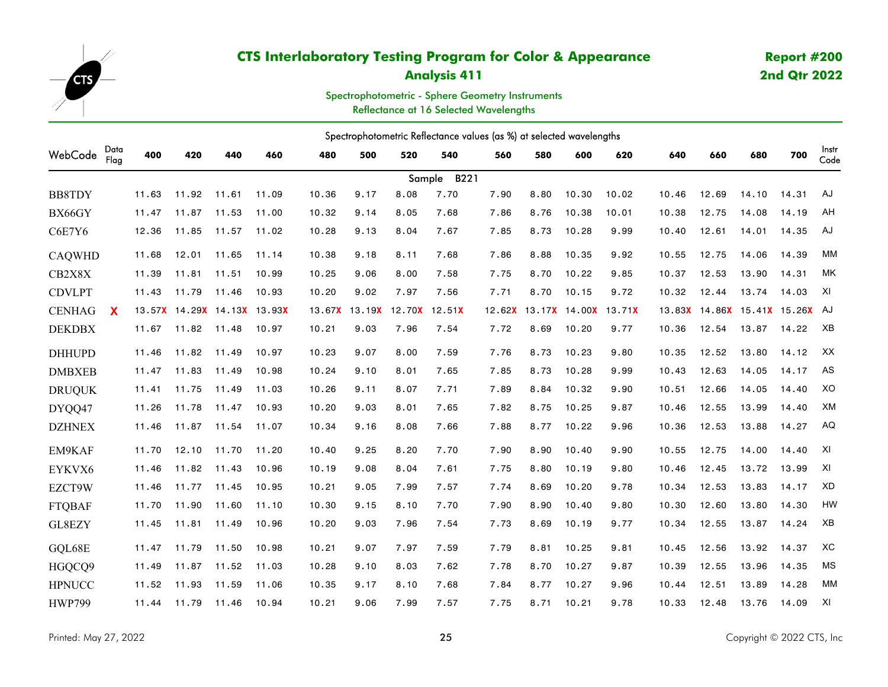# CTS Interlaboratory Testing Program for Color & Appearance

## Analysis 411

**Report #200**
**2nd Qtr 2022**

Spectrophotometric - Sphere Geometry Instruments
Reflectance at 16 Selected Wavelengths

| WebCode | Data Flag | 400 | 420 | 440 | 460 | 480 | 500 | 520 | 540 | 560 | 580 | 600 | 620 | 640 | 660 | 680 | 700 | Instr Code |
|---|---|---|---|---|---|---|---|---|---|---|---|---|---|---|---|---|---|---|
| | | Spectrophotometric Reflectance values (as %) at selected wavelengths | | | | | | | | | | | | | | | | |
| | | | | | | | | Sample B221 | | | | | | | | | | |
| BB8TDY | | 11.63 | 11.92 | 11.61 | 11.09 | 10.36 | 9.17 | 8.08 | 7.70 | 7.90 | 8.80 | 10.30 | 10.02 | 10.46 | 12.69 | 14.10 | 14.31 | AJ |
| BX66GY | | 11.47 | 11.87 | 11.53 | 11.00 | 10.32 | 9.14 | 8.05 | 7.68 | 7.86 | 8.76 | 10.38 | 10.01 | 10.38 | 12.75 | 14.08 | 14.19 | AH |
| C6E7Y6 | | 12.36 | 11.85 | 11.57 | 11.02 | 10.28 | 9.13 | 8.04 | 7.67 | 7.85 | 8.73 | 10.28 | 9.99 | 10.40 | 12.61 | 14.01 | 14.35 | AJ |
| CAQWHD | | 11.68 | 12.01 | 11.65 | 11.14 | 10.38 | 9.18 | 8.11 | 7.68 | 7.86 | 8.88 | 10.35 | 9.92 | 10.55 | 12.75 | 14.06 | 14.39 | MM |
| CB2X8X | | 11.39 | 11.81 | 11.51 | 10.99 | 10.25 | 9.06 | 8.00 | 7.58 | 7.75 | 8.70 | 10.22 | 9.85 | 10.37 | 12.53 | 13.90 | 14.31 | MK |
| CDVLPT | | 11.43 | 11.79 | 11.46 | 10.93 | 10.20 | 9.02 | 7.97 | 7.56 | 7.71 | 8.70 | 10.15 | 9.72 | 10.32 | 12.44 | 13.74 | 14.03 | XI |
| CENHAG | X | 13.57X | 14.29X | 14.13X | 13.93X | 13.67X | 13.19X | 12.70X | 12.51X | 12.62X | 13.17X | 14.00X | 13.71X | 13.83X | 14.86X | 15.41X | 15.26X | AJ |
| DEKDBX | | 11.67 | 11.82 | 11.48 | 10.97 | 10.21 | 9.03 | 7.96 | 7.54 | 7.72 | 8.69 | 10.20 | 9.77 | 10.36 | 12.54 | 13.87 | 14.22 | XB |
| DHHUPD | | 11.46 | 11.82 | 11.49 | 10.97 | 10.23 | 9.07 | 8.00 | 7.59 | 7.76 | 8.73 | 10.23 | 9.80 | 10.35 | 12.52 | 13.80 | 14.12 | XX |
| DMBXEB | | 11.47 | 11.83 | 11.49 | 10.98 | 10.24 | 9.10 | 8.01 | 7.65 | 7.85 | 8.73 | 10.28 | 9.99 | 10.43 | 12.63 | 14.05 | 14.17 | AS |
| DRUQUK | | 11.41 | 11.75 | 11.49 | 11.03 | 10.26 | 9.11 | 8.07 | 7.71 | 7.89 | 8.84 | 10.32 | 9.90 | 10.51 | 12.66 | 14.05 | 14.40 | XO |
| DYQQ47 | | 11.26 | 11.78 | 11.47 | 10.93 | 10.20 | 9.03 | 8.01 | 7.65 | 7.82 | 8.75 | 10.25 | 9.87 | 10.46 | 12.55 | 13.99 | 14.40 | XM |
| DZHNEX | | 11.46 | 11.87 | 11.54 | 11.07 | 10.34 | 9.16 | 8.08 | 7.66 | 7.88 | 8.77 | 10.22 | 9.96 | 10.36 | 12.53 | 13.88 | 14.27 | AQ |
| EM9KAF | | 11.70 | 12.10 | 11.70 | 11.20 | 10.40 | 9.25 | 8.20 | 7.70 | 7.90 | 8.90 | 10.40 | 9.90 | 10.55 | 12.75 | 14.00 | 14.40 | XI |
| EYKVX6 | | 11.46 | 11.82 | 11.43 | 10.96 | 10.19 | 9.08 | 8.04 | 7.61 | 7.75 | 8.80 | 10.19 | 9.80 | 10.46 | 12.45 | 13.72 | 13.99 | XI |
| EZCT9W | | 11.46 | 11.77 | 11.45 | 10.95 | 10.21 | 9.05 | 7.99 | 7.57 | 7.74 | 8.69 | 10.20 | 9.78 | 10.34 | 12.53 | 13.83 | 14.17 | XD |
| FTQBAF | | 11.70 | 11.90 | 11.60 | 11.10 | 10.30 | 9.15 | 8.10 | 7.70 | 7.90 | 8.90 | 10.40 | 9.80 | 10.30 | 12.60 | 13.80 | 14.30 | HW |
| GL8EZY | | 11.45 | 11.81 | 11.49 | 10.96 | 10.20 | 9.03 | 7.96 | 7.54 | 7.73 | 8.69 | 10.19 | 9.77 | 10.34 | 12.55 | 13.87 | 14.24 | XB |
| GQL68E | | 11.47 | 11.79 | 11.50 | 10.98 | 10.21 | 9.07 | 7.97 | 7.59 | 7.79 | 8.81 | 10.25 | 9.81 | 10.45 | 12.56 | 13.92 | 14.37 | XC |
| HGQCQ9 | | 11.49 | 11.87 | 11.52 | 11.03 | 10.28 | 9.10 | 8.03 | 7.62 | 7.78 | 8.70 | 10.27 | 9.87 | 10.39 | 12.55 | 13.96 | 14.35 | MS |
| HPNUCC | | 11.52 | 11.93 | 11.59 | 11.06 | 10.35 | 9.17 | 8.10 | 7.68 | 7.84 | 8.77 | 10.27 | 9.96 | 10.44 | 12.51 | 13.89 | 14.28 | MM |
| HWP799 | | 11.44 | 11.79 | 11.46 | 10.94 | 10.21 | 9.06 | 7.99 | 7.57 | 7.75 | 8.71 | 10.21 | 9.78 | 10.33 | 12.48 | 13.76 | 14.09 | XI |

Printed: May 27, 2022

Copyright © 2022 CTS, Inc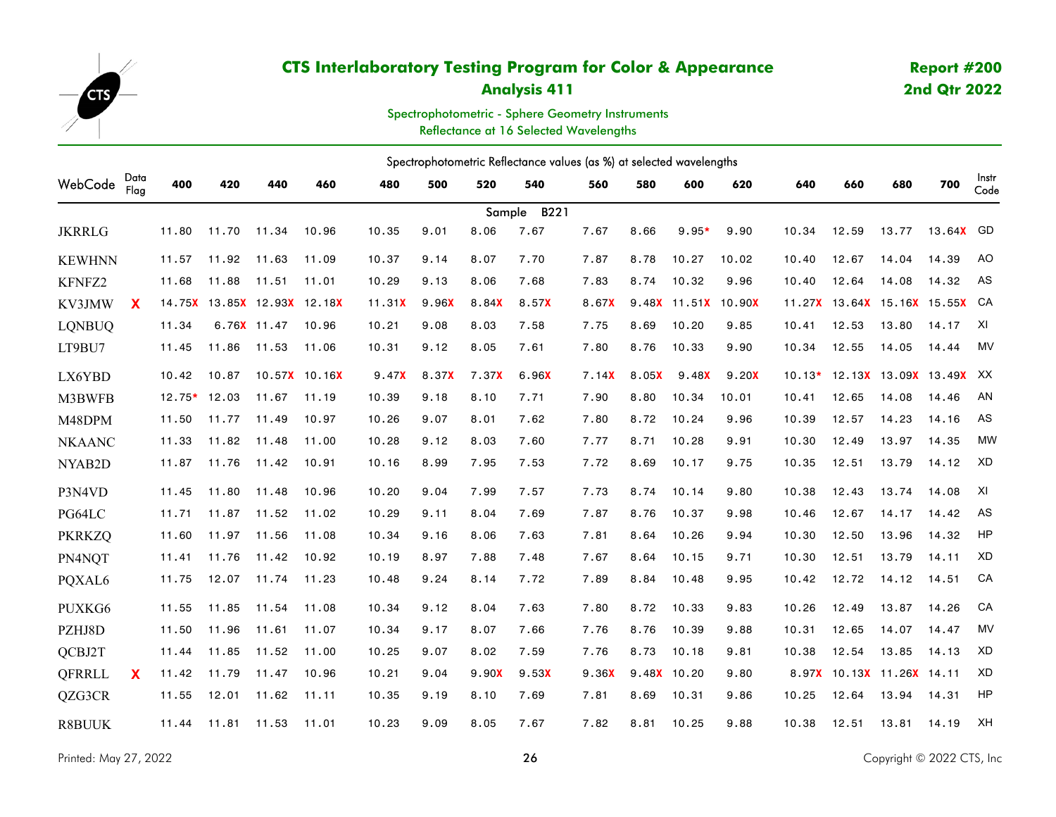# CTS Interlaboratory Testing Program for Color & Appearance

## Analysis 411

**Report #200**
**2nd Qtr 2022**

Spectrophotometric - Sphere Geometry Instruments
Reflectance at 16 Selected Wavelengths

| WebCode | Data Flag | 400 | 420 | 440 | 460 | 480 | 500 | 520 | 540 | 560 | 580 | 600 | 620 | 640 | 660 | 680 | 700 | Instr Code |
|---|---|---|---|---|---|---|---|---|---|---|---|---|---|---|---|---|---|---|
| | | | | | | | | | Sample B221 | | | | | | | | | |
| JKRRLG | | 11.80 | 11.70 | 11.34 | 10.96 | 10.35 | 9.01 | 8.06 | 7.67 | 7.67 | 8.66 | 9.95* | 9.90 | 10.34 | 12.59 | 13.77 | 13.64X | GD |
| KEWHNN | | 11.57 | 11.92 | 11.63 | 11.09 | 10.37 | 9.14 | 8.07 | 7.70 | 7.87 | 8.78 | 10.27 | 10.02 | 10.40 | 12.67 | 14.04 | 14.39 | AO |
| KFNFZ2 | | 11.68 | 11.88 | 11.51 | 11.01 | 10.29 | 9.13 | 8.06 | 7.68 | 7.83 | 8.74 | 10.32 | 9.96 | 10.40 | 12.64 | 14.08 | 14.32 | AS |
| KV3JMW | X | 14.75X | 13.85X | 12.93X | 12.18X | 11.31X | 9.96X | 8.84X | 8.57X | 8.67X | 9.48X | 11.51X | 10.90X | 11.27X | 13.64X | 15.16X | 15.55X | CA |
| LQNBUQ | | 11.34 | 6.76X | 11.47 | 10.96 | 10.21 | 9.08 | 8.03 | 7.58 | 7.75 | 8.69 | 10.20 | 9.85 | 10.41 | 12.53 | 13.80 | 14.17 | XI |
| LT9BU7 | | 11.45 | 11.86 | 11.53 | 11.06 | 10.31 | 9.12 | 8.05 | 7.61 | 7.80 | 8.76 | 10.33 | 9.90 | 10.34 | 12.55 | 14.05 | 14.44 | MV |
| LX6YBD | | 10.42 | 10.87 | 10.57X | 10.16X | 9.47X | 8.37X | 7.37X | 6.96X | 7.14X | 8.05X | 9.48X | 9.20X | 10.13* | 12.13X | 13.09X | 13.49X | XX |
| M3BWFB | | 12.75* | 12.03 | 11.67 | 11.19 | 10.39 | 9.18 | 8.10 | 7.71 | 7.90 | 8.80 | 10.34 | 10.01 | 10.41 | 12.65 | 14.08 | 14.46 | AN |
| M48DPM | | 11.50 | 11.77 | 11.49 | 10.97 | 10.26 | 9.07 | 8.01 | 7.62 | 7.80 | 8.72 | 10.24 | 9.96 | 10.39 | 12.57 | 14.23 | 14.16 | AS |
| NKAANC | | 11.33 | 11.82 | 11.48 | 11.00 | 10.28 | 9.12 | 8.03 | 7.60 | 7.77 | 8.71 | 10.28 | 9.91 | 10.30 | 12.49 | 13.97 | 14.35 | MW |
| NYAB2D | | 11.87 | 11.76 | 11.42 | 10.91 | 10.16 | 8.99 | 7.95 | 7.53 | 7.72 | 8.69 | 10.17 | 9.75 | 10.35 | 12.51 | 13.79 | 14.12 | XD |
| P3N4VD | | 11.45 | 11.80 | 11.48 | 10.96 | 10.20 | 9.04 | 7.99 | 7.57 | 7.73 | 8.74 | 10.14 | 9.80 | 10.38 | 12.43 | 13.74 | 14.08 | XI |
| PG64LC | | 11.71 | 11.87 | 11.52 | 11.02 | 10.29 | 9.11 | 8.04 | 7.69 | 7.87 | 8.76 | 10.37 | 9.98 | 10.46 | 12.67 | 14.17 | 14.42 | AS |
| PKRKZQ | | 11.60 | 11.97 | 11.56 | 11.08 | 10.34 | 9.16 | 8.06 | 7.63 | 7.81 | 8.64 | 10.26 | 9.94 | 10.30 | 12.50 | 13.96 | 14.32 | HP |
| PN4NQT | | 11.41 | 11.76 | 11.42 | 10.92 | 10.19 | 8.97 | 7.88 | 7.48 | 7.67 | 8.64 | 10.15 | 9.71 | 10.30 | 12.51 | 13.79 | 14.11 | XD |
| PQXAL6 | | 11.75 | 12.07 | 11.74 | 11.23 | 10.48 | 9.24 | 8.14 | 7.72 | 7.89 | 8.84 | 10.48 | 9.95 | 10.42 | 12.72 | 14.12 | 14.51 | CA |
| PUXKG6 | | 11.55 | 11.85 | 11.54 | 11.08 | 10.34 | 9.12 | 8.04 | 7.63 | 7.80 | 8.72 | 10.33 | 9.83 | 10.26 | 12.49 | 13.87 | 14.26 | CA |
| PZHJ8D | | 11.50 | 11.96 | 11.61 | 11.07 | 10.34 | 9.17 | 8.07 | 7.66 | 7.76 | 8.76 | 10.39 | 9.88 | 10.31 | 12.65 | 14.07 | 14.47 | MV |
| QCBJ2T | | 11.44 | 11.85 | 11.52 | 11.00 | 10.25 | 9.07 | 8.02 | 7.59 | 7.76 | 8.73 | 10.18 | 9.81 | 10.38 | 12.54 | 13.85 | 14.13 | XD |
| QFRRLL | X | 11.42 | 11.79 | 11.47 | 10.96 | 10.21 | 9.04 | 9.90X | 9.53X | 9.36X | 9.48X | 10.20 | 9.80 | 8.97X | 10.13X | 11.26X | 14.11 | XD |
| QZG3CR | | 11.55 | 12.01 | 11.62 | 11.11 | 10.35 | 9.19 | 8.10 | 7.69 | 7.81 | 8.69 | 10.31 | 9.86 | 10.25 | 12.64 | 13.94 | 14.31 | HP |
| R8BUUK | | 11.44 | 11.81 | 11.53 | 11.01 | 10.23 | 9.09 | 8.05 | 7.67 | 7.82 | 8.81 | 10.25 | 9.88 | 10.38 | 12.51 | 13.81 | 14.19 | XH |

Spectrophotometric Reflectance values (as %) at selected wavelengths

Printed: May 27, 2022

Copyright © 2022 CTS, Inc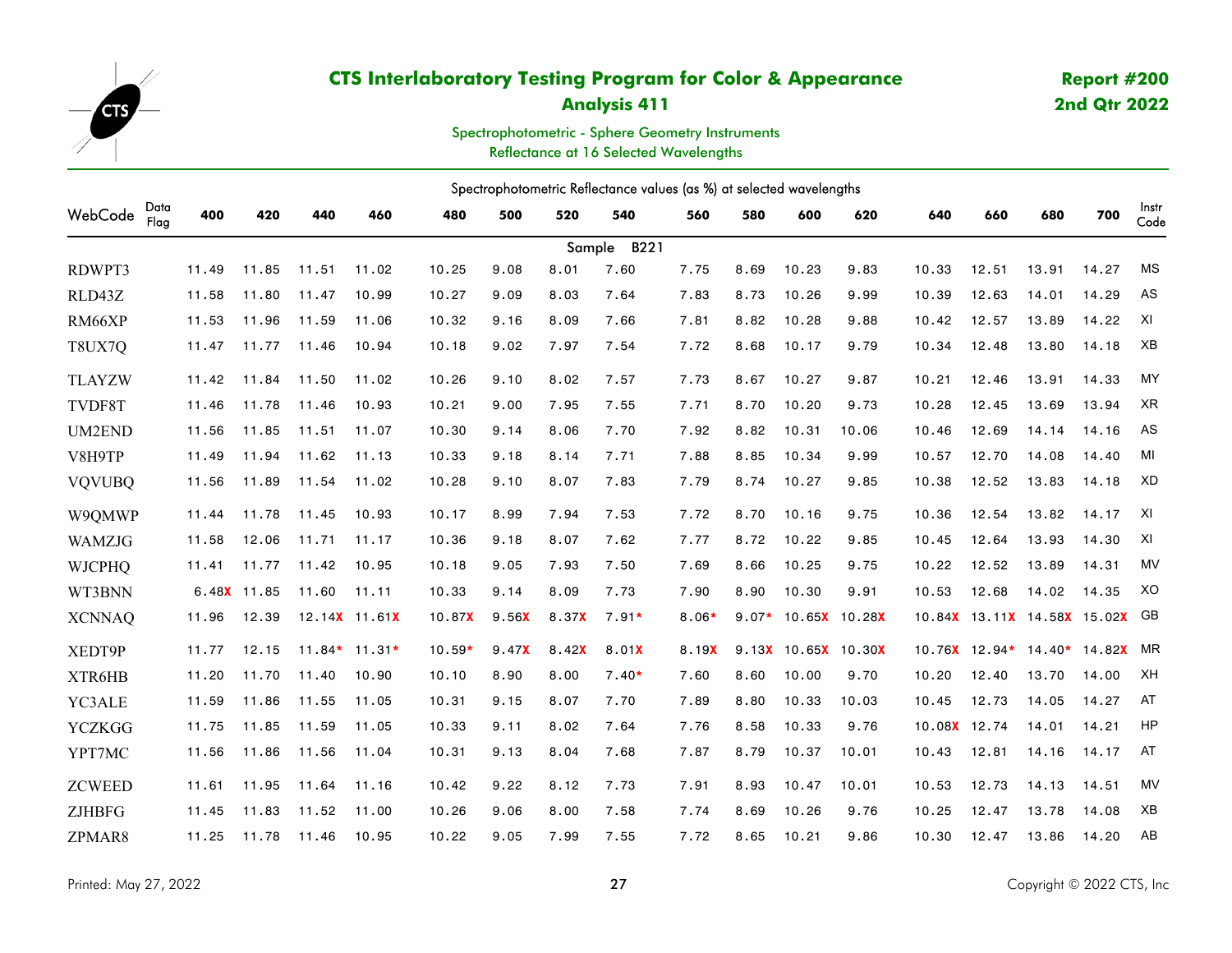# CTS Interlaboratory Testing Program for Color & Appearance

## Analysis 411

**Report #200**
**2nd Qtr 2022**

Spectrophotometric - Sphere Geometry Instruments
Reflectance at 16 Selected Wavelengths

| WebCode | Data Flag | 400 | 420 | 440 | 460 | 480 | 500 | 520 | 540 | 560 | 580 | 600 | 620 | 640 | 660 | 680 | 700 | Instr Code |
|---|---|---|---|---|---|---|---|---|---|---|---|---|---|---|---|---|---|---|
| | | | | | | | | | Sample B221 | | | | | | | | | |
| RDWPT3 | | 11.49 | 11.85 | 11.51 | 11.02 | 10.25 | 9.08 | 8.01 | 7.60 | 7.75 | 8.69 | 10.23 | 9.83 | 10.33 | 12.51 | 13.91 | 14.27 | MS |
| RLD43Z | | 11.58 | 11.80 | 11.47 | 10.99 | 10.27 | 9.09 | 8.03 | 7.64 | 7.83 | 8.73 | 10.26 | 9.99 | 10.39 | 12.63 | 14.01 | 14.29 | AS |
| RM66XP | | 11.53 | 11.96 | 11.59 | 11.06 | 10.32 | 9.16 | 8.09 | 7.66 | 7.81 | 8.82 | 10.28 | 9.88 | 10.42 | 12.57 | 13.89 | 14.22 | XI |
| T8UX7Q | | 11.47 | 11.77 | 11.46 | 10.94 | 10.18 | 9.02 | 7.97 | 7.54 | 7.72 | 8.68 | 10.17 | 9.79 | 10.34 | 12.48 | 13.80 | 14.18 | XB |
| TLAYZW | | 11.42 | 11.84 | 11.50 | 11.02 | 10.26 | 9.10 | 8.02 | 7.57 | 7.73 | 8.67 | 10.27 | 9.87 | 10.21 | 12.46 | 13.91 | 14.33 | MY |
| TVDF8T | | 11.46 | 11.78 | 11.46 | 10.93 | 10.21 | 9.00 | 7.95 | 7.55 | 7.71 | 8.70 | 10.20 | 9.73 | 10.28 | 12.45 | 13.69 | 13.94 | XR |
| UM2END | | 11.56 | 11.85 | 11.51 | 11.07 | 10.30 | 9.14 | 8.06 | 7.70 | 7.92 | 8.82 | 10.31 | 10.06 | 10.46 | 12.69 | 14.14 | 14.16 | AS |
| V8H9TP | | 11.49 | 11.94 | 11.62 | 11.13 | 10.33 | 9.18 | 8.14 | 7.71 | 7.88 | 8.85 | 10.34 | 9.99 | 10.57 | 12.70 | 14.08 | 14.40 | MI |
| VQVUBQ | | 11.56 | 11.89 | 11.54 | 11.02 | 10.28 | 9.10 | 8.07 | 7.83 | 7.79 | 8.74 | 10.27 | 9.85 | 10.38 | 12.52 | 13.83 | 14.18 | XD |
| W9QMWP | | 11.44 | 11.78 | 11.45 | 10.93 | 10.17 | 8.99 | 7.94 | 7.53 | 7.72 | 8.70 | 10.16 | 9.75 | 10.36 | 12.54 | 13.82 | 14.17 | XI |
| WAMZJG | | 11.58 | 12.06 | 11.71 | 11.17 | 10.36 | 9.18 | 8.07 | 7.62 | 7.77 | 8.72 | 10.22 | 9.85 | 10.45 | 12.64 | 13.93 | 14.30 | XI |
| WJCPHQ | | 11.41 | 11.77 | 11.42 | 10.95 | 10.18 | 9.05 | 7.93 | 7.50 | 7.69 | 8.66 | 10.25 | 9.75 | 10.22 | 12.52 | 13.89 | 14.31 | MV |
| WT3BNN | | 6.48X | 11.85 | 11.60 | 11.11 | 10.33 | 9.14 | 8.09 | 7.73 | 7.90 | 8.90 | 10.30 | 9.91 | 10.53 | 12.68 | 14.02 | 14.35 | XO |
| XCNNAQ | | 11.96 | 12.39 | 12.14X | 11.61X | 10.87X | 9.56X | 8.37X | 7.91* | 8.06* | 9.07* | 10.65X | 10.28X | 10.84X | 13.11X | 14.58X | 15.02X | GB |
| XEDT9P | | 11.77 | 12.15 | 11.84* | 11.31* | 10.59* | 9.47X | 8.42X | 8.01X | 8.19X | 9.13X | 10.65X | 10.30X | 10.76X | 12.94* | 14.40* | 14.82X | MR |
| XTR6HB | | 11.20 | 11.70 | 11.40 | 10.90 | 10.10 | 8.90 | 8.00 | 7.40* | 7.60 | 8.60 | 10.00 | 9.70 | 10.20 | 12.40 | 13.70 | 14.00 | XH |
| YC3ALE | | 11.59 | 11.86 | 11.55 | 11.05 | 10.31 | 9.15 | 8.07 | 7.70 | 7.89 | 8.80 | 10.33 | 10.03 | 10.45 | 12.73 | 14.05 | 14.27 | AT |
| YCZKGG | | 11.75 | 11.85 | 11.59 | 11.05 | 10.33 | 9.11 | 8.02 | 7.64 | 7.76 | 8.58 | 10.33 | 9.76 | 10.08X | 12.74 | 14.01 | 14.21 | HP |
| YPT7MC | | 11.56 | 11.86 | 11.56 | 11.04 | 10.31 | 9.13 | 8.04 | 7.68 | 7.87 | 8.79 | 10.37 | 10.01 | 10.43 | 12.81 | 14.16 | 14.17 | AT |
| ZCWEED | | 11.61 | 11.95 | 11.64 | 11.16 | 10.42 | 9.22 | 8.12 | 7.73 | 7.91 | 8.93 | 10.47 | 10.01 | 10.53 | 12.73 | 14.13 | 14.51 | MV |
| ZJHBFG | | 11.45 | 11.83 | 11.52 | 11.00 | 10.26 | 9.06 | 8.00 | 7.58 | 7.74 | 8.69 | 10.26 | 9.76 | 10.25 | 12.47 | 13.78 | 14.08 | XB |
| ZPMAR8 | | 11.25 | 11.78 | 11.46 | 10.95 | 10.22 | 9.05 | 7.99 | 7.55 | 7.72 | 8.65 | 10.21 | 9.86 | 10.30 | 12.47 | 13.86 | 14.20 | AB |

Spectrophotometric Reflectance values (as %) at selected wavelengths

Printed: May 27, 2022

Copyright © 2022 CTS, Inc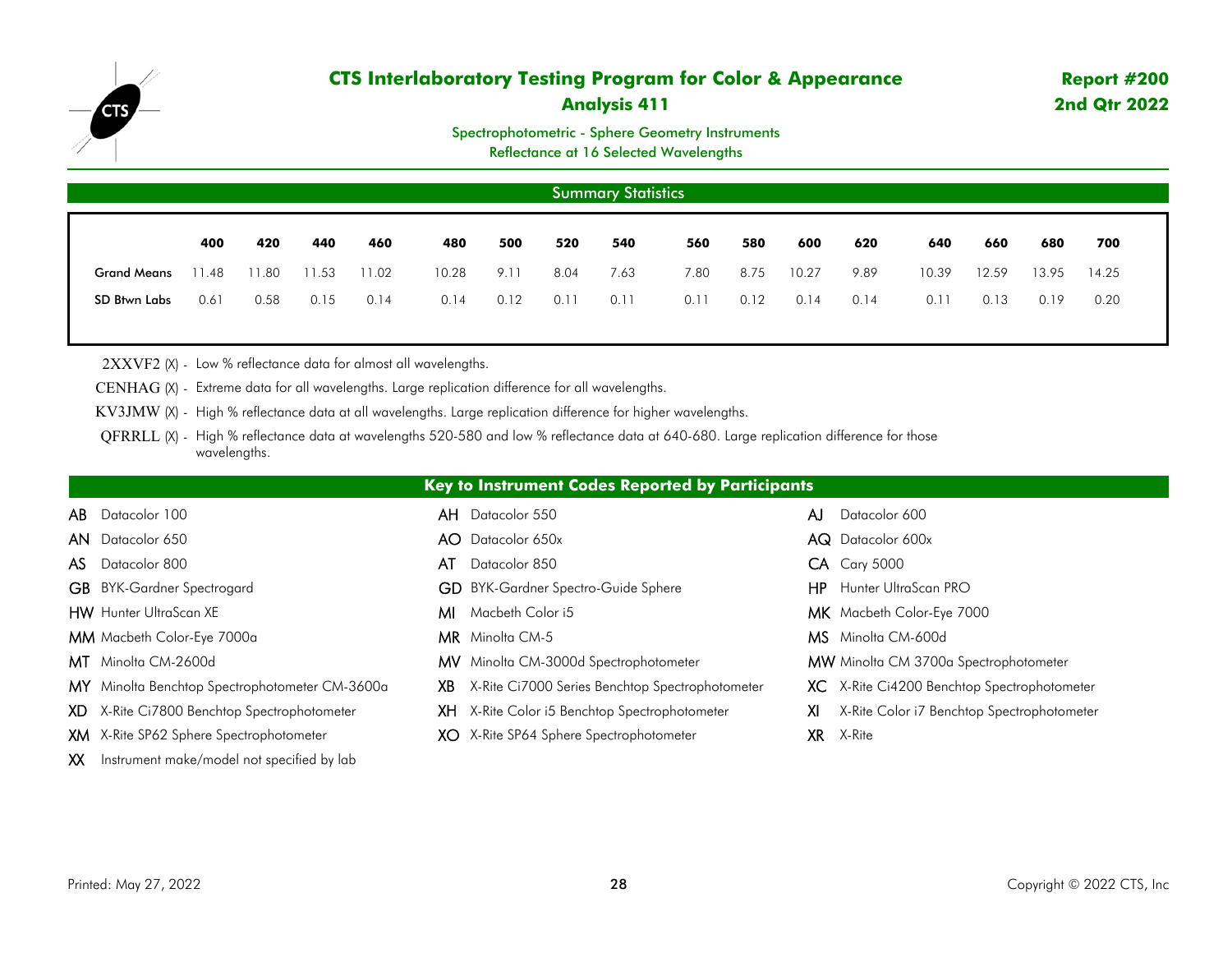# CTS Interlaboratory Testing Program for Color & Appearance

## Analysis 411

**Report #200**
**2nd Qtr 2022**

Spectrophotometric - Sphere Geometry Instruments
Reflectance at 16 Selected Wavelengths

### Summary Statistics

| | 400 | 420 | 440 | 460 | 480 | 500 | 520 | 540 | 560 | 580 | 600 | 620 | 640 | 660 | 680 | 700 |
|---|---|---|---|---|---|---|---|---|---|---|---|---|---|---|---|---|
| Grand Means | 11.48 | 11.80 | 11.53 | 11.02 | 10.28 | 9.11 | 8.04 | 7.63 | 7.80 | 8.75 | 10.27 | 9.89 | 10.39 | 12.59 | 13.95 | 14.25 |
| SD Btwn Labs | 0.61 | 0.58 | 0.15 | 0.14 | 0.14 | 0.12 | 0.11 | 0.11 | 0.11 | 0.12 | 0.14 | 0.14 | 0.11 | 0.13 | 0.19 | 0.20 |

2XXVF2 (X) - Low % reflectance data for almost all wavelengths.

CENHAG (X) - Extreme data for all wavelengths. Large replication difference for all wavelengths.

KV3JMW (X) - High % reflectance data at all wavelengths. Large replication difference for higher wavelengths.

QFRRLL (X) - High % reflectance data at wavelengths 520-580 and low % reflectance data at 640-680. Large replication difference for those wavelengths.

### Key to Instrument Codes Reported by Participants

- **AB** Datacolor 100
- **AN** Datacolor 650
- **AS** Datacolor 800
- **GB** BYK-Gardner Spectrogard
- **HW** Hunter UltraScan XE
- **MM** Macbeth Color-Eye 7000a
- **MT** Minolta CM-2600d
- **MY** Minolta Benchtop Spectrophotometer CM-3600a
- **XD** X-Rite Ci7800 Benchtop Spectrophotometer
- **XM** X-Rite SP62 Sphere Spectrophotometer
- **XX** Instrument make/model not specified by lab
- **AH** Datacolor 550
- **AO** Datacolor 650x
- **AT** Datacolor 850
- **GD** BYK-Gardner Spectro-Guide Sphere
- **MI** Macbeth Color i5
- **MR** Minolta CM-5
- **MV** Minolta CM-3000d Spectrophotometer
- **XB** X-Rite Ci7000 Series Benchtop Spectrophotometer
- **XH** X-Rite Color i5 Benchtop Spectrophotometer
- **XO** X-Rite SP64 Sphere Spectrophotometer
- **AJ** Datacolor 600
- **AQ** Datacolor 600x
- **CA** Cary 5000
- **HP** Hunter UltraScan PRO
- **MK** Macbeth Color-Eye 7000
- **MS** Minolta CM-600d
- **MW** Minolta CM 3700a Spectrophotometer
- **XC** X-Rite Ci4200 Benchtop Spectrophotometer
- **XI** X-Rite Color i7 Benchtop Spectrophotometer
- **XR** X-Rite

Printed: May 27, 2022

Copyright © 2022 CTS, Inc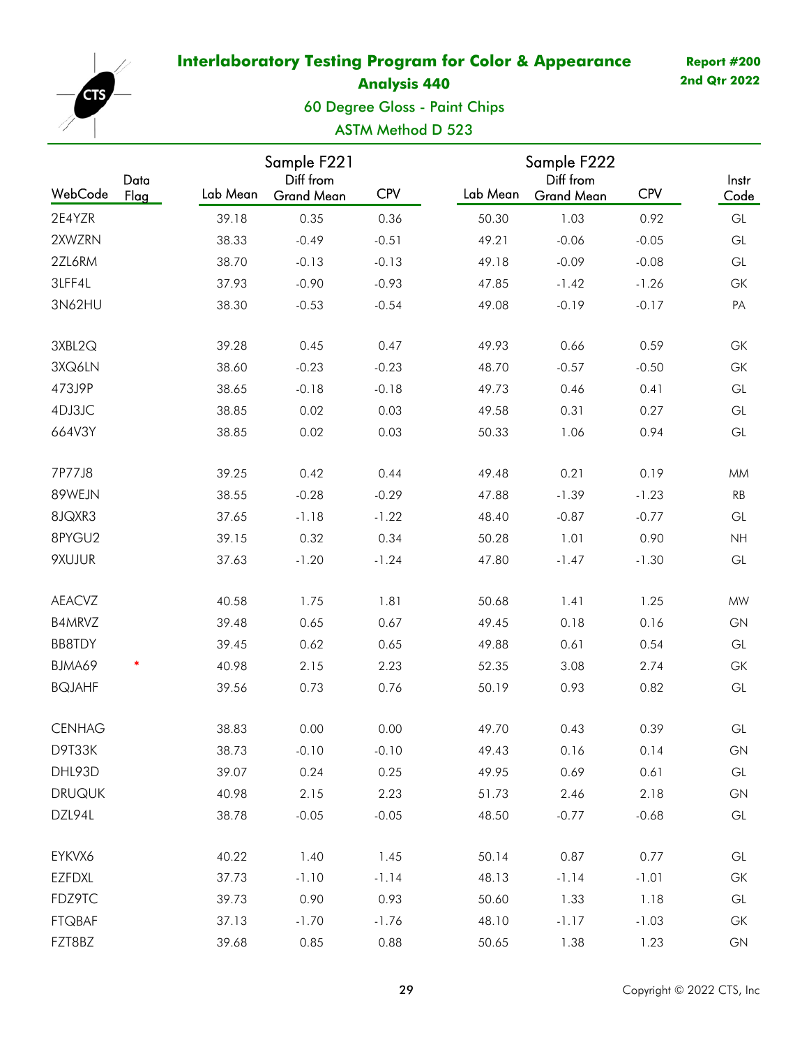# Interlaboratory Testing Program for Color & Appearance

**Report #200**
**2nd Qtr 2022**

## Analysis 440

### 60 Degree Gloss - Paint Chips

### ASTM Method D 523

| WebCode | Data Flag | Sample F221 Lab Mean | Sample F221 Diff from Grand Mean | Sample F221 CPV | Sample F222 Lab Mean | Sample F222 Diff from Grand Mean | Sample F222 CPV | Instr Code |
|---|---|---|---|---|---|---|---|---|
| 2E4YZR | | 39.18 | 0.35 | 0.36 | 50.30 | 1.03 | 0.92 | GL |
| 2XWZRN | | 38.33 | -0.49 | -0.51 | 49.21 | -0.06 | -0.05 | GL |
| 2ZL6RM | | 38.70 | -0.13 | -0.13 | 49.18 | -0.09 | -0.08 | GL |
| 3LFF4L | | 37.93 | -0.90 | -0.93 | 47.85 | -1.42 | -1.26 | GK |
| 3N62HU | | 38.30 | -0.53 | -0.54 | 49.08 | -0.19 | -0.17 | PA |
| 3XBL2Q | | 39.28 | 0.45 | 0.47 | 49.93 | 0.66 | 0.59 | GK |
| 3XQ6LN | | 38.60 | -0.23 | -0.23 | 48.70 | -0.57 | -0.50 | GK |
| 473J9P | | 38.65 | -0.18 | -0.18 | 49.73 | 0.46 | 0.41 | GL |
| 4DJ3JC | | 38.85 | 0.02 | 0.03 | 49.58 | 0.31 | 0.27 | GL |
| 664V3Y | | 38.85 | 0.02 | 0.03 | 50.33 | 1.06 | 0.94 | GL |
| 7P77J8 | | 39.25 | 0.42 | 0.44 | 49.48 | 0.21 | 0.19 | MM |
| 89WEJN | | 38.55 | -0.28 | -0.29 | 47.88 | -1.39 | -1.23 | RB |
| 8JQXR3 | | 37.65 | -1.18 | -1.22 | 48.40 | -0.87 | -0.77 | GL |
| 8PYGU2 | | 39.15 | 0.32 | 0.34 | 50.28 | 1.01 | 0.90 | NH |
| 9XUJUR | | 37.63 | -1.20 | -1.24 | 47.80 | -1.47 | -1.30 | GL |
| AEACVZ | | 40.58 | 1.75 | 1.81 | 50.68 | 1.41 | 1.25 | MW |
| B4MRVZ | | 39.48 | 0.65 | 0.67 | 49.45 | 0.18 | 0.16 | GN |
| BB8TDY | | 39.45 | 0.62 | 0.65 | 49.88 | 0.61 | 0.54 | GL |
| BJMA69 | * | 40.98 | 2.15 | 2.23 | 52.35 | 3.08 | 2.74 | GK |
| BQJAHF | | 39.56 | 0.73 | 0.76 | 50.19 | 0.93 | 0.82 | GL |
| CENHAG | | 38.83 | 0.00 | 0.00 | 49.70 | 0.43 | 0.39 | GL |
| D9T33K | | 38.73 | -0.10 | -0.10 | 49.43 | 0.16 | 0.14 | GN |
| DHL93D | | 39.07 | 0.24 | 0.25 | 49.95 | 0.69 | 0.61 | GL |
| DRUQUK | | 40.98 | 2.15 | 2.23 | 51.73 | 2.46 | 2.18 | GN |
| DZL94L | | 38.78 | -0.05 | -0.05 | 48.50 | -0.77 | -0.68 | GL |
| EYKVX6 | | 40.22 | 1.40 | 1.45 | 50.14 | 0.87 | 0.77 | GL |
| EZFDXL | | 37.73 | -1.10 | -1.14 | 48.13 | -1.14 | -1.01 | GK |
| FDZ9TC | | 39.73 | 0.90 | 0.93 | 50.60 | 1.33 | 1.18 | GL |
| FTQBAF | | 37.13 | -1.70 | -1.76 | 48.10 | -1.17 | -1.03 | GK |
| FZT8BZ | | 39.68 | 0.85 | 0.88 | 50.65 | 1.38 | 1.23 | GN |

Copyright © 2022 CTS, Inc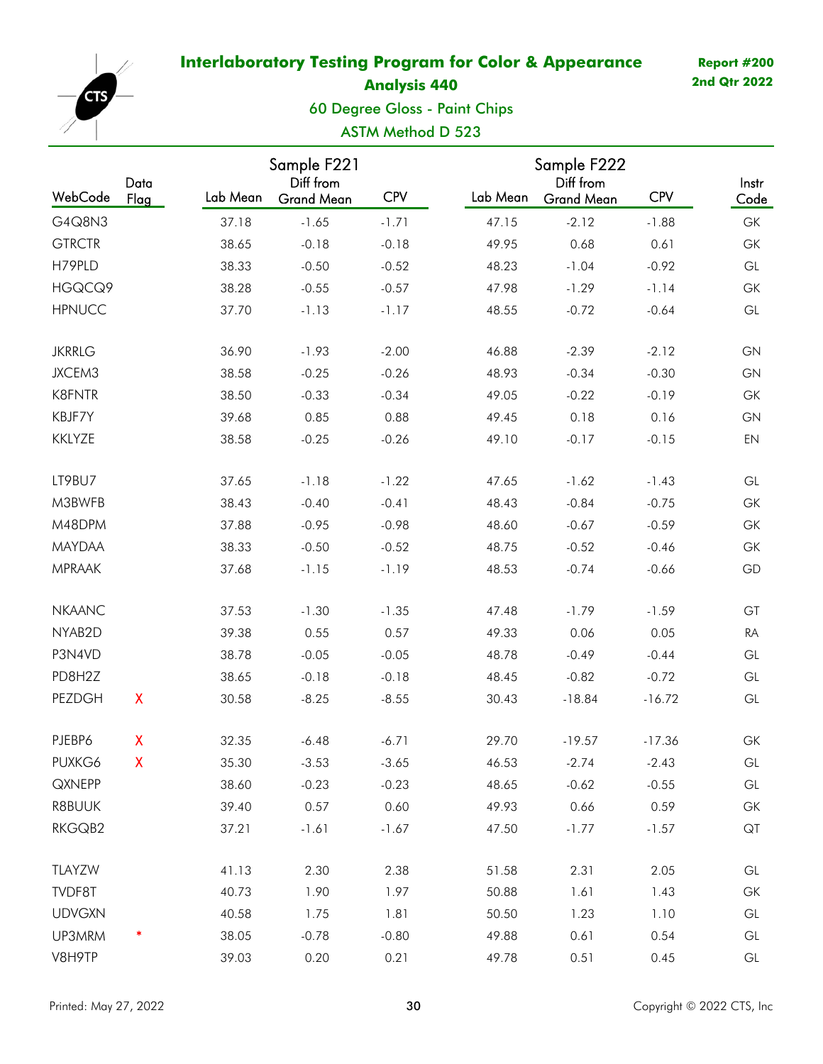# Interlaboratory Testing Program for Color & Appearance

**Report #200**
**2nd Qtr 2022**

## Analysis 440

60 Degree Gloss - Paint Chips

ASTM Method D 523

| WebCode | Data Flag | Sample F221 Lab Mean | Sample F221 Diff from Grand Mean | Sample F221 CPV | Sample F222 Lab Mean | Sample F222 Diff from Grand Mean | Sample F222 CPV | Instr Code |
|---|---|---|---|---|---|---|---|---|
| G4Q8N3 | | 37.18 | -1.65 | -1.71 | 47.15 | -2.12 | -1.88 | GK |
| GTRCTR | | 38.65 | -0.18 | -0.18 | 49.95 | 0.68 | 0.61 | GK |
| H79PLD | | 38.33 | -0.50 | -0.52 | 48.23 | -1.04 | -0.92 | GL |
| HGQCQ9 | | 38.28 | -0.55 | -0.57 | 47.98 | -1.29 | -1.14 | GK |
| HPNUCC | | 37.70 | -1.13 | -1.17 | 48.55 | -0.72 | -0.64 | GL |
| JKRRLG | | 36.90 | -1.93 | -2.00 | 46.88 | -2.39 | -2.12 | GN |
| JXCEM3 | | 38.58 | -0.25 | -0.26 | 48.93 | -0.34 | -0.30 | GN |
| K8FNTR | | 38.50 | -0.33 | -0.34 | 49.05 | -0.22 | -0.19 | GK |
| KBJF7Y | | 39.68 | 0.85 | 0.88 | 49.45 | 0.18 | 0.16 | GN |
| KKLYZE | | 38.58 | -0.25 | -0.26 | 49.10 | -0.17 | -0.15 | EN |
| LT9BU7 | | 37.65 | -1.18 | -1.22 | 47.65 | -1.62 | -1.43 | GL |
| M3BWFB | | 38.43 | -0.40 | -0.41 | 48.43 | -0.84 | -0.75 | GK |
| M48DPM | | 37.88 | -0.95 | -0.98 | 48.60 | -0.67 | -0.59 | GK |
| MAYDAA | | 38.33 | -0.50 | -0.52 | 48.75 | -0.52 | -0.46 | GK |
| MPRAAK | | 37.68 | -1.15 | -1.19 | 48.53 | -0.74 | -0.66 | GD |
| NKAANC | | 37.53 | -1.30 | -1.35 | 47.48 | -1.79 | -1.59 | GT |
| NYAB2D | | 39.38 | 0.55 | 0.57 | 49.33 | 0.06 | 0.05 | RA |
| P3N4VD | | 38.78 | -0.05 | -0.05 | 48.78 | -0.49 | -0.44 | GL |
| PD8H2Z | | 38.65 | -0.18 | -0.18 | 48.45 | -0.82 | -0.72 | GL |
| PEZDGH | X | 30.58 | -8.25 | -8.55 | 30.43 | -18.84 | -16.72 | GL |
| PJEBP6 | X | 32.35 | -6.48 | -6.71 | 29.70 | -19.57 | -17.36 | GK |
| PUXKG6 | X | 35.30 | -3.53 | -3.65 | 46.53 | -2.74 | -2.43 | GL |
| QXNEPP | | 38.60 | -0.23 | -0.23 | 48.65 | -0.62 | -0.55 | GL |
| R8BUUK | | 39.40 | 0.57 | 0.60 | 49.93 | 0.66 | 0.59 | GK |
| RKGQB2 | | 37.21 | -1.61 | -1.67 | 47.50 | -1.77 | -1.57 | QT |
| TLAYZW | | 41.13 | 2.30 | 2.38 | 51.58 | 2.31 | 2.05 | GL |
| TVDF8T | | 40.73 | 1.90 | 1.97 | 50.88 | 1.61 | 1.43 | GK |
| UDVGXN | | 40.58 | 1.75 | 1.81 | 50.50 | 1.23 | 1.10 | GL |
| UP3MRM | * | 38.05 | -0.78 | -0.80 | 49.88 | 0.61 | 0.54 | GL |
| V8H9TP | | 39.03 | 0.20 | 0.21 | 49.78 | 0.51 | 0.45 | GL |

Printed: May 27, 2022 — Copyright © 2022 CTS, Inc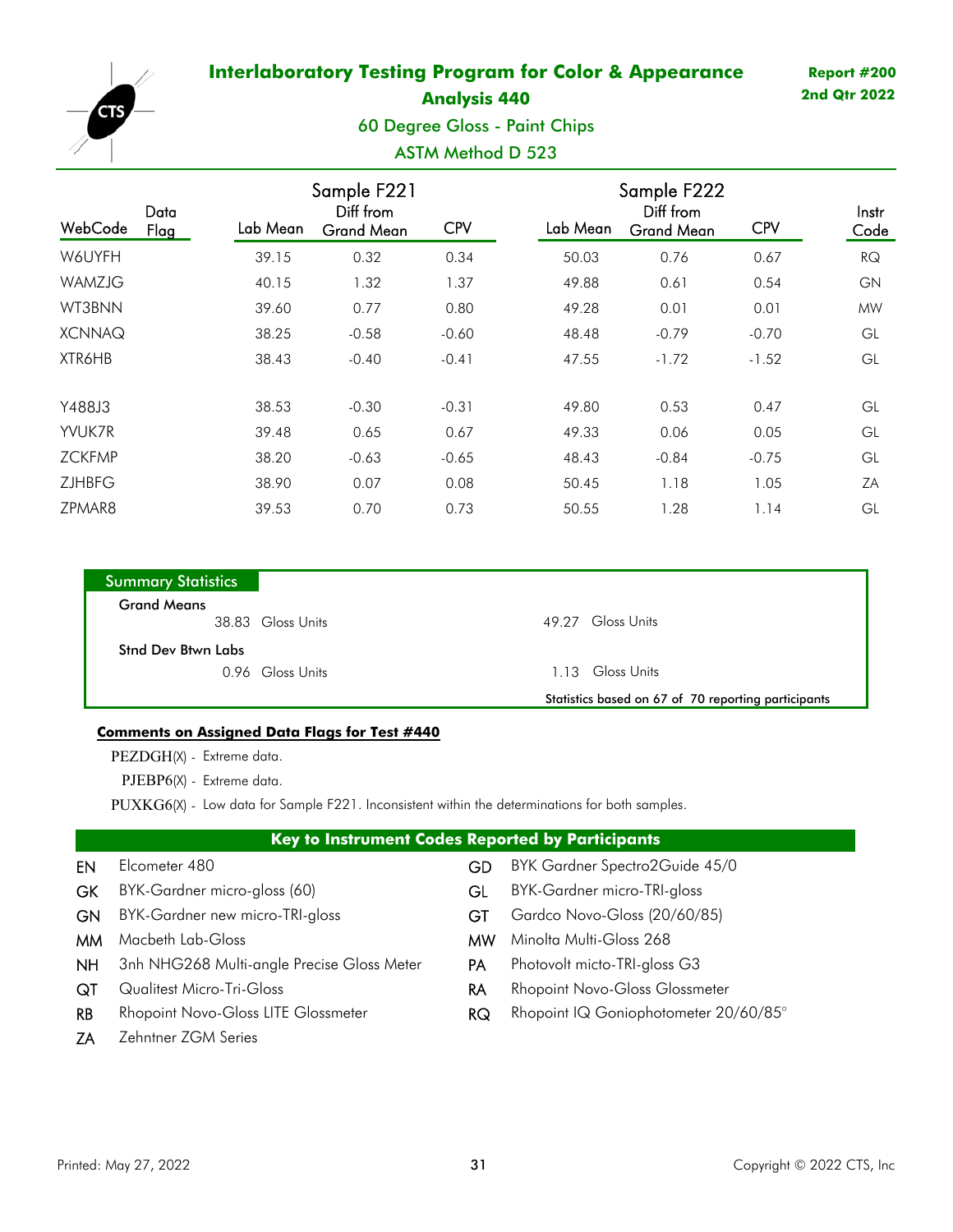# Interlaboratory Testing Program for Color & Appearance

**Report #200**
**2nd Qtr 2022**

## Analysis 440

### 60 Degree Gloss - Paint Chips

### ASTM Method D 523

| WebCode | Data Flag | Sample F221 Lab Mean | Sample F221 Diff from Grand Mean | Sample F221 CPV | Sample F222 Lab Mean | Sample F222 Diff from Grand Mean | Sample F222 CPV | Instr Code |
|---|---|---|---|---|---|---|---|---|
| W6UYFH | | 39.15 | 0.32 | 0.34 | 50.03 | 0.76 | 0.67 | RQ |
| WAMZJG | | 40.15 | 1.32 | 1.37 | 49.88 | 0.61 | 0.54 | GN |
| WT3BNN | | 39.60 | 0.77 | 0.80 | 49.28 | 0.01 | 0.01 | MW |
| XCNNAQ | | 38.25 | -0.58 | -0.60 | 48.48 | -0.79 | -0.70 | GL |
| XTR6HB | | 38.43 | -0.40 | -0.41 | 47.55 | -1.72 | -1.52 | GL |
| Y488J3 | | 38.53 | -0.30 | -0.31 | 49.80 | 0.53 | 0.47 | GL |
| YVUK7R | | 39.48 | 0.65 | 0.67 | 49.33 | 0.06 | 0.05 | GL |
| ZCKFMP | | 38.20 | -0.63 | -0.65 | 48.43 | -0.84 | -0.75 | GL |
| ZJHBFG | | 38.90 | 0.07 | 0.08 | 50.45 | 1.18 | 1.05 | ZA |
| ZPMAR8 | | 39.53 | 0.70 | 0.73 | 50.55 | 1.28 | 1.14 | GL |

**Summary Statistics**

| | Sample F221 | Sample F222 |
|---|---|---|
| Grand Means | 38.83 Gloss Units | 49.27 Gloss Units |
| Stnd Dev Btwn Labs | 0.96 Gloss Units | 1.13 Gloss Units |

Statistics based on 67 of 70 reporting participants

**Comments on Assigned Data Flags for Test #440**

PEZDGH(X) - Extreme data.

PJEBP6(X) - Extreme data.

PUXKG6(X) - Low data for Sample F221. Inconsistent within the determinations for both samples.

**Key to Instrument Codes Reported by Participants**

| Code | Instrument | Code | Instrument |
|---|---|---|---|
| EN | Elcometer 480 | GD | BYK Gardner Spectro2Guide 45/0 |
| GK | BYK-Gardner micro-gloss (60) | GL | BYK-Gardner micro-TRI-gloss |
| GN | BYK-Gardner new micro-TRI-gloss | GT | Gardco Novo-Gloss (20/60/85) |
| MM | Macbeth Lab-Gloss | MW | Minolta Multi-Gloss 268 |
| NH | 3nh NHG268 Multi-angle Precise Gloss Meter | PA | Photovolt micto-TRI-gloss G3 |
| QT | Qualitest Micro-Tri-Gloss | RA | Rhopoint Novo-Gloss Glossmeter |
| RB | Rhopoint Novo-Gloss LITE Glossmeter | RQ | Rhopoint IQ Goniophotometer 20/60/85° |
| ZA | Zehntner ZGM Series | | |

Printed: May 27, 2022

Copyright © 2022 CTS, Inc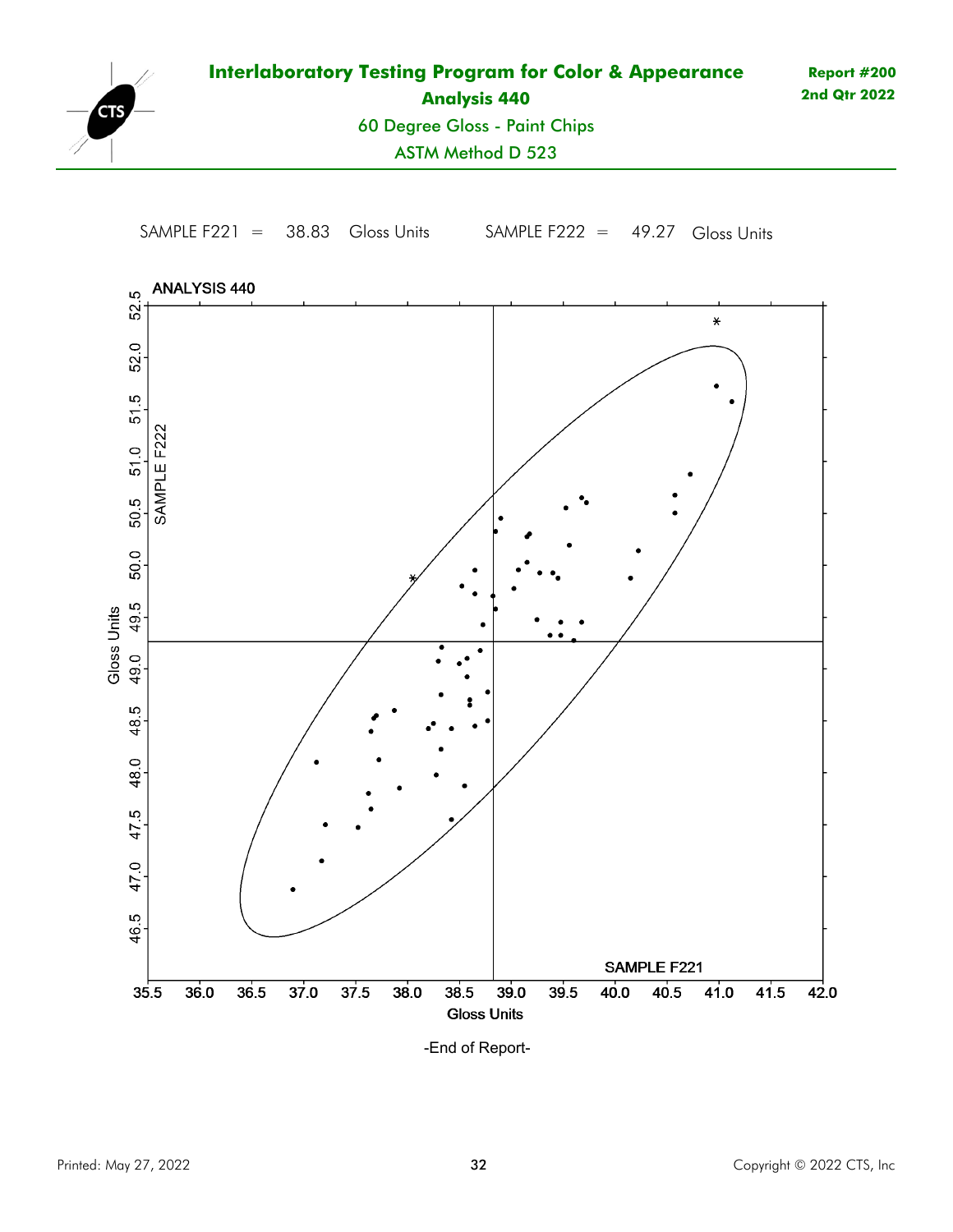# Interlaboratory Testing Program for Color & Appearance

**Report #200**
**2nd Qtr 2022**

## Analysis 440

60 Degree Gloss - Paint Chips

ASTM Method D 523

SAMPLE F221 = 38.83 Gloss Units SAMPLE F222 = 49.27 Gloss Units

ANALYSIS 440

SAMPLE F222

Gloss Units

52.5
52.0
51.5
51.0
50.5
50.0
49.5
49.0
48.5
48.0
47.5
47.0
46.5

SAMPLE F221

35.5 36.0 36.5 37.0 37.5 38.0 38.5 39.0 39.5 40.0 40.5 41.0 41.5 42.0

Gloss Units

-End of Report-

Printed: May 27, 2022

Copyright © 2022 CTS, Inc